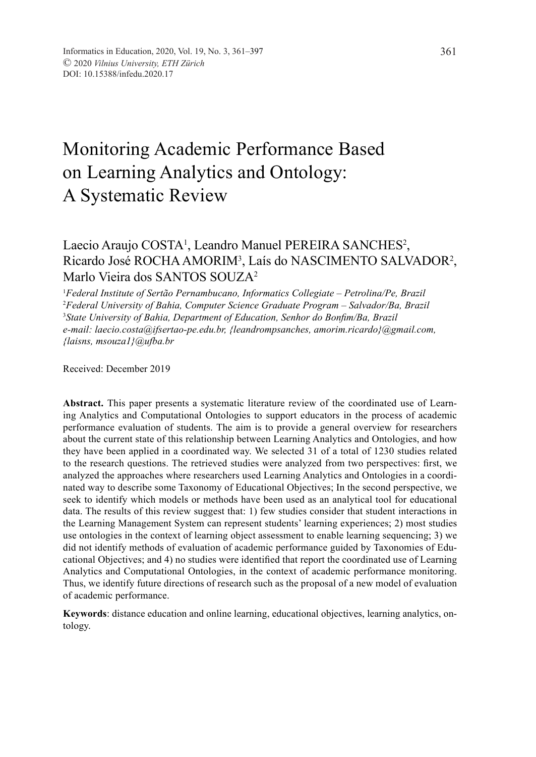# Monitoring Academic Performance Based on Learning Analytics and Ontology: A Systematic Review

Laecio Araujo COSTA[1], Leandro Manuel PEREIRA SANCHES[2], Ricardo José ROCHA AMORIM[3], Laís do NASCIMENTO SALVADOR[2], Marlo Vieira dos SANTOS SOUZA[2]

[1]*Federal Institute of Sertão Pernambucano, Informatics Collegiate – Petrolina/Pe, Brazil*
[2]*Federal University of Bahia, Computer Science Graduate Program – Salvador/Ba, Brazil*
[3]*State University of Bahia, Department of Education, Senhor do Bonfim/Ba, Brazil*
*e-mail: laecio.costa@ifsertao-pe.edu.br, {leandrompsanches, amorim.ricardo}@gmail.com, {laisns, msouza1}@ufba.br*

Received: December 2019

**Abstract.** This paper presents a systematic literature review of the coordinated use of Learning Analytics and Computational Ontologies to support educators in the process of academic performance evaluation of students. The aim is to provide a general overview for researchers about the current state of this relationship between Learning Analytics and Ontologies, and how they have been applied in a coordinated way. We selected 31 of a total of 1230 studies related to the research questions. The retrieved studies were analyzed from two perspectives: first, we analyzed the approaches where researchers used Learning Analytics and Ontologies in a coordinated way to describe some Taxonomy of Educational Objectives; In the second perspective, we seek to identify which models or methods have been used as an analytical tool for educational data. The results of this review suggest that: 1) few studies consider that student interactions in the Learning Management System can represent students' learning experiences; 2) most studies use ontologies in the context of learning object assessment to enable learning sequencing; 3) we did not identify methods of evaluation of academic performance guided by Taxonomies of Educational Objectives; and 4) no studies were identified that report the coordinated use of Learning Analytics and Computational Ontologies, in the context of academic performance monitoring. Thus, we identify future directions of research such as the proposal of a new model of evaluation of academic performance.

**Keywords**: distance education and online learning, educational objectives, learning analytics, ontology.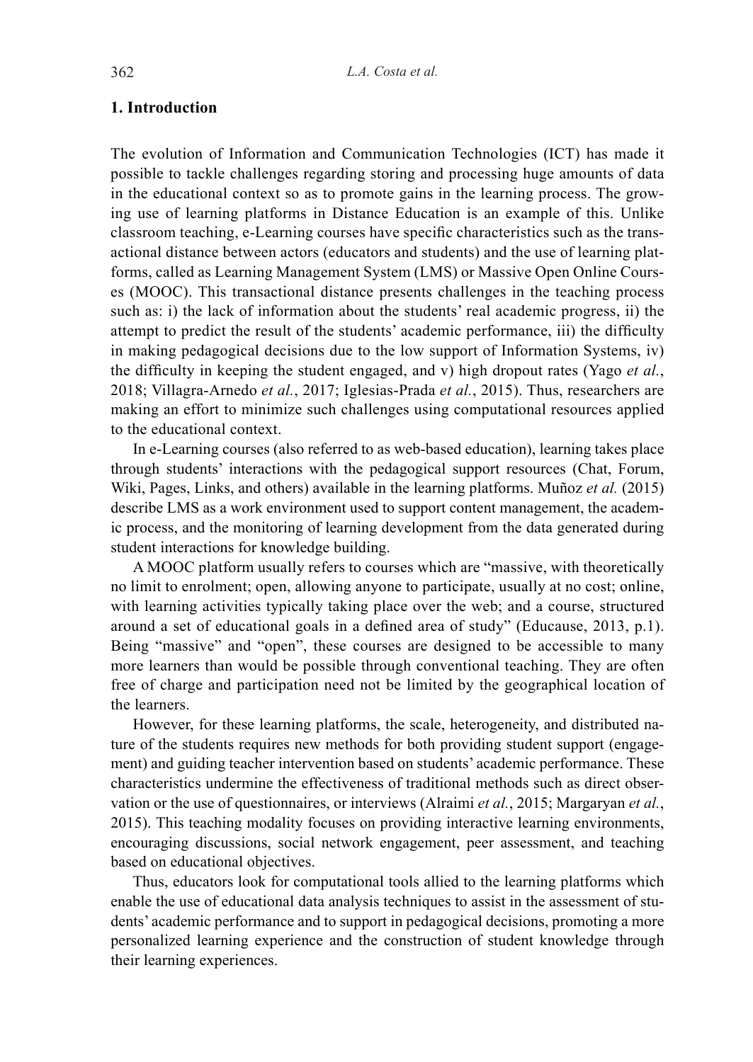## 1. Introduction

The evolution of Information and Communication Technologies (ICT) has made it possible to tackle challenges regarding storing and processing huge amounts of data in the educational context so as to promote gains in the learning process. The growing use of learning platforms in Distance Education is an example of this. Unlike classroom teaching, e-Learning courses have specific characteristics such as the transactional distance between actors (educators and students) and the use of learning platforms, called as Learning Management System (LMS) or Massive Open Online Courses (MOOC). This transactional distance presents challenges in the teaching process such as: i) the lack of information about the students' real academic progress, ii) the attempt to predict the result of the students' academic performance, iii) the difficulty in making pedagogical decisions due to the low support of Information Systems, iv) the difficulty in keeping the student engaged, and v) high dropout rates (Yago *et al.*, 2018; Villagra-Arnedo *et al.*, 2017; Iglesias-Prada *et al.*, 2015). Thus, researchers are making an effort to minimize such challenges using computational resources applied to the educational context.

In e-Learning courses (also referred to as web-based education), learning takes place through students' interactions with the pedagogical support resources (Chat, Forum, Wiki, Pages, Links, and others) available in the learning platforms. Muñoz *et al.* (2015) describe LMS as a work environment used to support content management, the academic process, and the monitoring of learning development from the data generated during student interactions for knowledge building.

A MOOC platform usually refers to courses which are "massive, with theoretically no limit to enrolment; open, allowing anyone to participate, usually at no cost; online, with learning activities typically taking place over the web; and a course, structured around a set of educational goals in a defined area of study" (Educause, 2013, p.1). Being "massive" and "open", these courses are designed to be accessible to many more learners than would be possible through conventional teaching. They are often free of charge and participation need not be limited by the geographical location of the learners.

However, for these learning platforms, the scale, heterogeneity, and distributed nature of the students requires new methods for both providing student support (engagement) and guiding teacher intervention based on students' academic performance. These characteristics undermine the effectiveness of traditional methods such as direct observation or the use of questionnaires, or interviews (Alraimi *et al.*, 2015; Margaryan *et al.*, 2015). This teaching modality focuses on providing interactive learning environments, encouraging discussions, social network engagement, peer assessment, and teaching based on educational objectives.

Thus, educators look for computational tools allied to the learning platforms which enable the use of educational data analysis techniques to assist in the assessment of students' academic performance and to support in pedagogical decisions, promoting a more personalized learning experience and the construction of student knowledge through their learning experiences.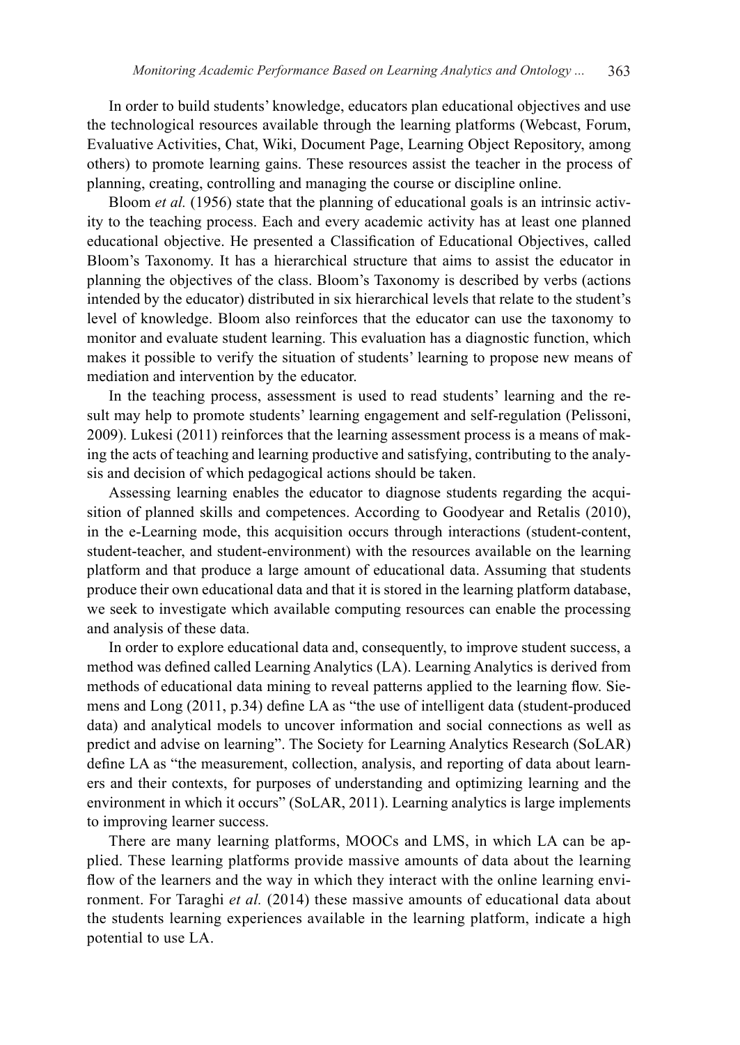In order to build students' knowledge, educators plan educational objectives and use the technological resources available through the learning platforms (Webcast, Forum, Evaluative Activities, Chat, Wiki, Document Page, Learning Object Repository, among others) to promote learning gains. These resources assist the teacher in the process of planning, creating, controlling and managing the course or discipline online.

Bloom *et al.* (1956) state that the planning of educational goals is an intrinsic activity to the teaching process. Each and every academic activity has at least one planned educational objective. He presented a Classification of Educational Objectives, called Bloom's Taxonomy. It has a hierarchical structure that aims to assist the educator in planning the objectives of the class. Bloom's Taxonomy is described by verbs (actions intended by the educator) distributed in six hierarchical levels that relate to the student's level of knowledge. Bloom also reinforces that the educator can use the taxonomy to monitor and evaluate student learning. This evaluation has a diagnostic function, which makes it possible to verify the situation of students' learning to propose new means of mediation and intervention by the educator.

In the teaching process, assessment is used to read students' learning and the result may help to promote students' learning engagement and self-regulation (Pelissoni, 2009). Lukesi (2011) reinforces that the learning assessment process is a means of making the acts of teaching and learning productive and satisfying, contributing to the analysis and decision of which pedagogical actions should be taken.

Assessing learning enables the educator to diagnose students regarding the acquisition of planned skills and competences. According to Goodyear and Retalis (2010), in the e-Learning mode, this acquisition occurs through interactions (student-content, student-teacher, and student-environment) with the resources available on the learning platform and that produce a large amount of educational data. Assuming that students produce their own educational data and that it is stored in the learning platform database, we seek to investigate which available computing resources can enable the processing and analysis of these data.

In order to explore educational data and, consequently, to improve student success, a method was defined called Learning Analytics (LA). Learning Analytics is derived from methods of educational data mining to reveal patterns applied to the learning flow. Siemens and Long (2011, p.34) define LA as "the use of intelligent data (student-produced data) and analytical models to uncover information and social connections as well as predict and advise on learning". The Society for Learning Analytics Research (SoLAR) define LA as "the measurement, collection, analysis, and reporting of data about learners and their contexts, for purposes of understanding and optimizing learning and the environment in which it occurs" (SoLAR, 2011). Learning analytics is large implements to improving learner success.

There are many learning platforms, MOOCs and LMS, in which LA can be applied. These learning platforms provide massive amounts of data about the learning flow of the learners and the way in which they interact with the online learning environment. For Taraghi *et al.* (2014) these massive amounts of educational data about the students learning experiences available in the learning platform, indicate a high potential to use LA.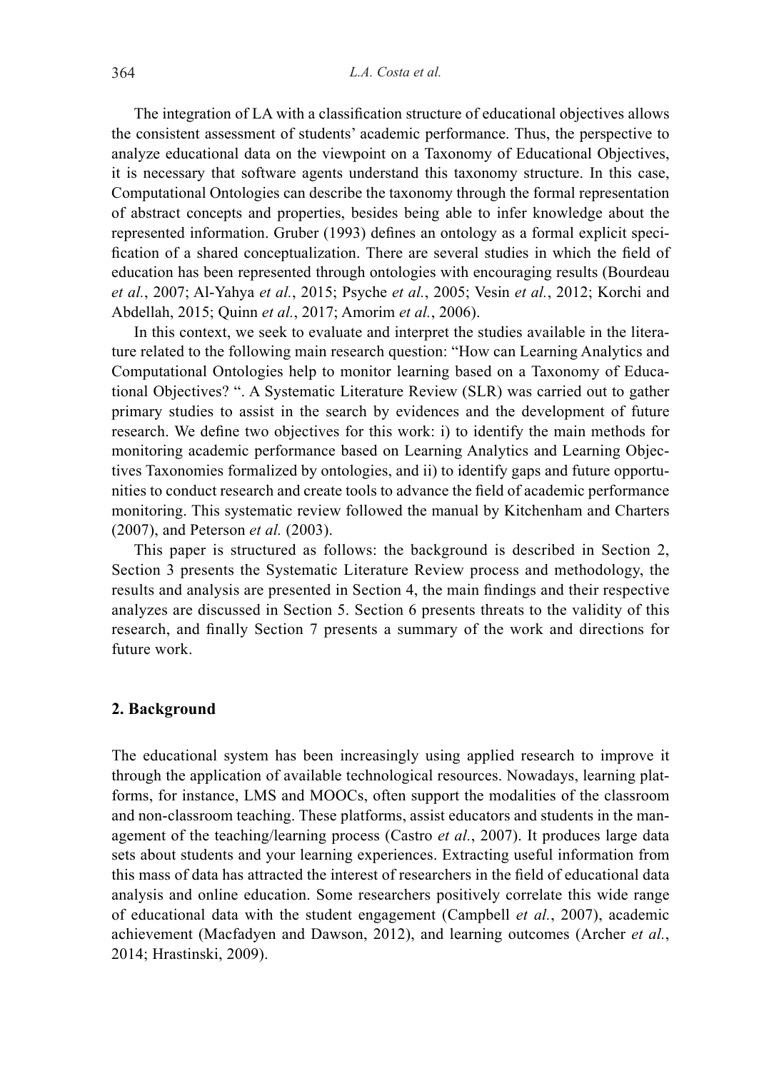The integration of LA with a classification structure of educational objectives allows the consistent assessment of students' academic performance. Thus, the perspective to analyze educational data on the viewpoint on a Taxonomy of Educational Objectives, it is necessary that software agents understand this taxonomy structure. In this case, Computational Ontologies can describe the taxonomy through the formal representation of abstract concepts and properties, besides being able to infer knowledge about the represented information. Gruber (1993) defines an ontology as a formal explicit specification of a shared conceptualization. There are several studies in which the field of education has been represented through ontologies with encouraging results (Bourdeau *et al.*, 2007; Al-Yahya *et al.*, 2015; Psyche *et al.*, 2005; Vesin *et al.*, 2012; Korchi and Abdellah, 2015; Quinn *et al.*, 2017; Amorim *et al.*, 2006).

In this context, we seek to evaluate and interpret the studies available in the literature related to the following main research question: "How can Learning Analytics and Computational Ontologies help to monitor learning based on a Taxonomy of Educational Objectives? ". A Systematic Literature Review (SLR) was carried out to gather primary studies to assist in the search by evidences and the development of future research. We define two objectives for this work: i) to identify the main methods for monitoring academic performance based on Learning Analytics and Learning Objectives Taxonomies formalized by ontologies, and ii) to identify gaps and future opportunities to conduct research and create tools to advance the field of academic performance monitoring. This systematic review followed the manual by Kitchenham and Charters (2007), and Peterson *et al.* (2003).

This paper is structured as follows: the background is described in Section 2, Section 3 presents the Systematic Literature Review process and methodology, the results and analysis are presented in Section 4, the main findings and their respective analyzes are discussed in Section 5. Section 6 presents threats to the validity of this research, and finally Section 7 presents a summary of the work and directions for future work.

## 2. Background

The educational system has been increasingly using applied research to improve it through the application of available technological resources. Nowadays, learning platforms, for instance, LMS and MOOCs, often support the modalities of the classroom and non-classroom teaching. These platforms, assist educators and students in the management of the teaching/learning process (Castro *et al.*, 2007). It produces large data sets about students and your learning experiences. Extracting useful information from this mass of data has attracted the interest of researchers in the field of educational data analysis and online education. Some researchers positively correlate this wide range of educational data with the student engagement (Campbell *et al.*, 2007), academic achievement (Macfadyen and Dawson, 2012), and learning outcomes (Archer *et al.*, 2014; Hrastinski, 2009).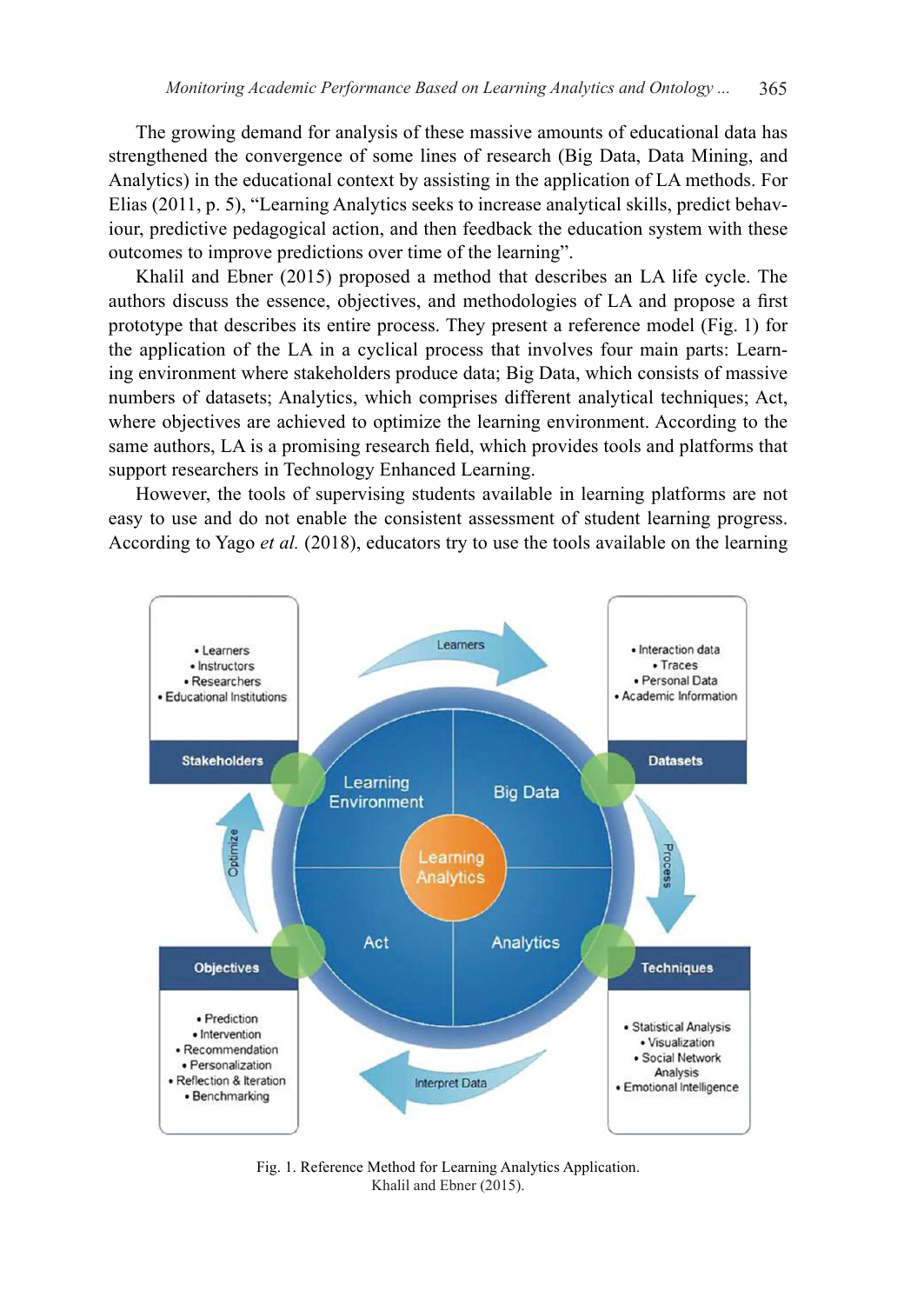The growing demand for analysis of these massive amounts of educational data has strengthened the convergence of some lines of research (Big Data, Data Mining, and Analytics) in the educational context by assisting in the application of LA methods. For Elias (2011, p. 5), "Learning Analytics seeks to increase analytical skills, predict behaviour, predictive pedagogical action, and then feedback the education system with these outcomes to improve predictions over time of the learning".

Khalil and Ebner (2015) proposed a method that describes an LA life cycle. The authors discuss the essence, objectives, and methodologies of LA and propose a first prototype that describes its entire process. They present a reference model (Fig. 1) for the application of the LA in a cyclical process that involves four main parts: Learning environment where stakeholders produce data; Big Data, which consists of massive numbers of datasets; Analytics, which comprises different analytical techniques; Act, where objectives are achieved to optimize the learning environment. According to the same authors, LA is a promising research field, which provides tools and platforms that support researchers in Technology Enhanced Learning.

However, the tools of supervising students available in learning platforms are not easy to use and do not enable the consistent assessment of student learning progress. According to Yago *et al.* (2018), educators try to use the tools available on the learning

Fig. 1. Reference Method for Learning Analytics Application.
Khalil and Ebner (2015).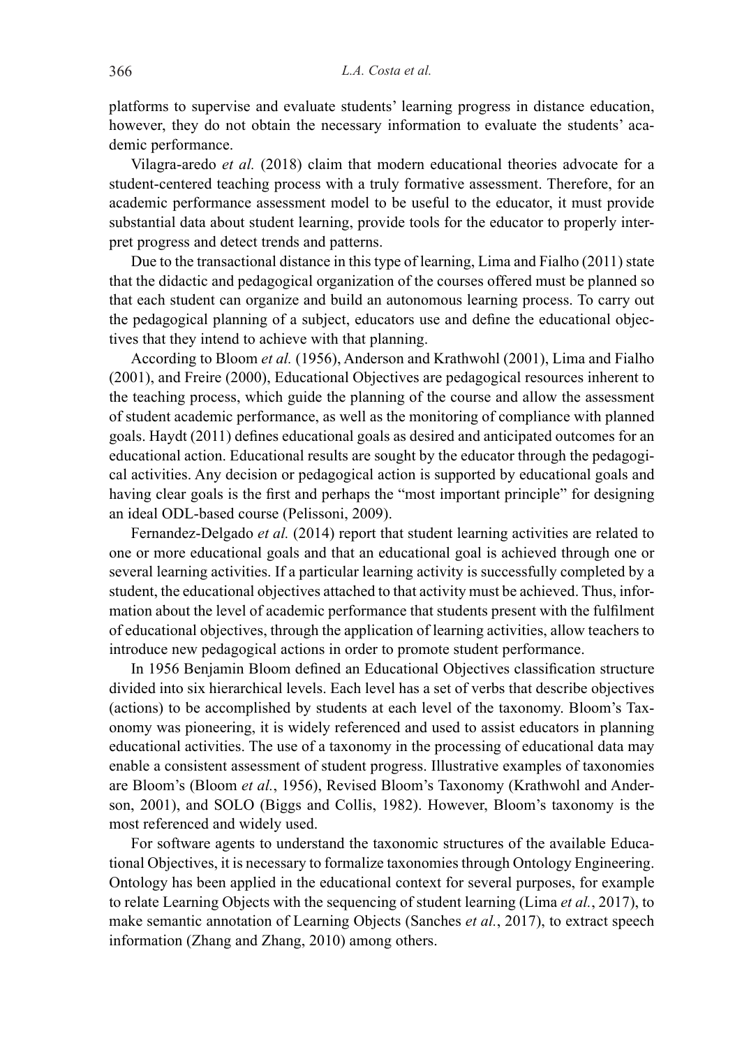platforms to supervise and evaluate students' learning progress in distance education, however, they do not obtain the necessary information to evaluate the students' academic performance.

Vilagra-aredo *et al.* (2018) claim that modern educational theories advocate for a student-centered teaching process with a truly formative assessment. Therefore, for an academic performance assessment model to be useful to the educator, it must provide substantial data about student learning, provide tools for the educator to properly interpret progress and detect trends and patterns.

Due to the transactional distance in this type of learning, Lima and Fialho (2011) state that the didactic and pedagogical organization of the courses offered must be planned so that each student can organize and build an autonomous learning process. To carry out the pedagogical planning of a subject, educators use and define the educational objectives that they intend to achieve with that planning.

According to Bloom *et al.* (1956), Anderson and Krathwohl (2001), Lima and Fialho (2001), and Freire (2000), Educational Objectives are pedagogical resources inherent to the teaching process, which guide the planning of the course and allow the assessment of student academic performance, as well as the monitoring of compliance with planned goals. Haydt (2011) defines educational goals as desired and anticipated outcomes for an educational action. Educational results are sought by the educator through the pedagogical activities. Any decision or pedagogical action is supported by educational goals and having clear goals is the first and perhaps the "most important principle" for designing an ideal ODL-based course (Pelissoni, 2009).

Fernandez-Delgado *et al.* (2014) report that student learning activities are related to one or more educational goals and that an educational goal is achieved through one or several learning activities. If a particular learning activity is successfully completed by a student, the educational objectives attached to that activity must be achieved. Thus, information about the level of academic performance that students present with the fulfilment of educational objectives, through the application of learning activities, allow teachers to introduce new pedagogical actions in order to promote student performance.

In 1956 Benjamin Bloom defined an Educational Objectives classification structure divided into six hierarchical levels. Each level has a set of verbs that describe objectives (actions) to be accomplished by students at each level of the taxonomy. Bloom's Taxonomy was pioneering, it is widely referenced and used to assist educators in planning educational activities. The use of a taxonomy in the processing of educational data may enable a consistent assessment of student progress. Illustrative examples of taxonomies are Bloom's (Bloom *et al.*, 1956), Revised Bloom's Taxonomy (Krathwohl and Anderson, 2001), and SOLO (Biggs and Collis, 1982). However, Bloom's taxonomy is the most referenced and widely used.

For software agents to understand the taxonomic structures of the available Educational Objectives, it is necessary to formalize taxonomies through Ontology Engineering. Ontology has been applied in the educational context for several purposes, for example to relate Learning Objects with the sequencing of student learning (Lima *et al.*, 2017), to make semantic annotation of Learning Objects (Sanches *et al.*, 2017), to extract speech information (Zhang and Zhang, 2010) among others.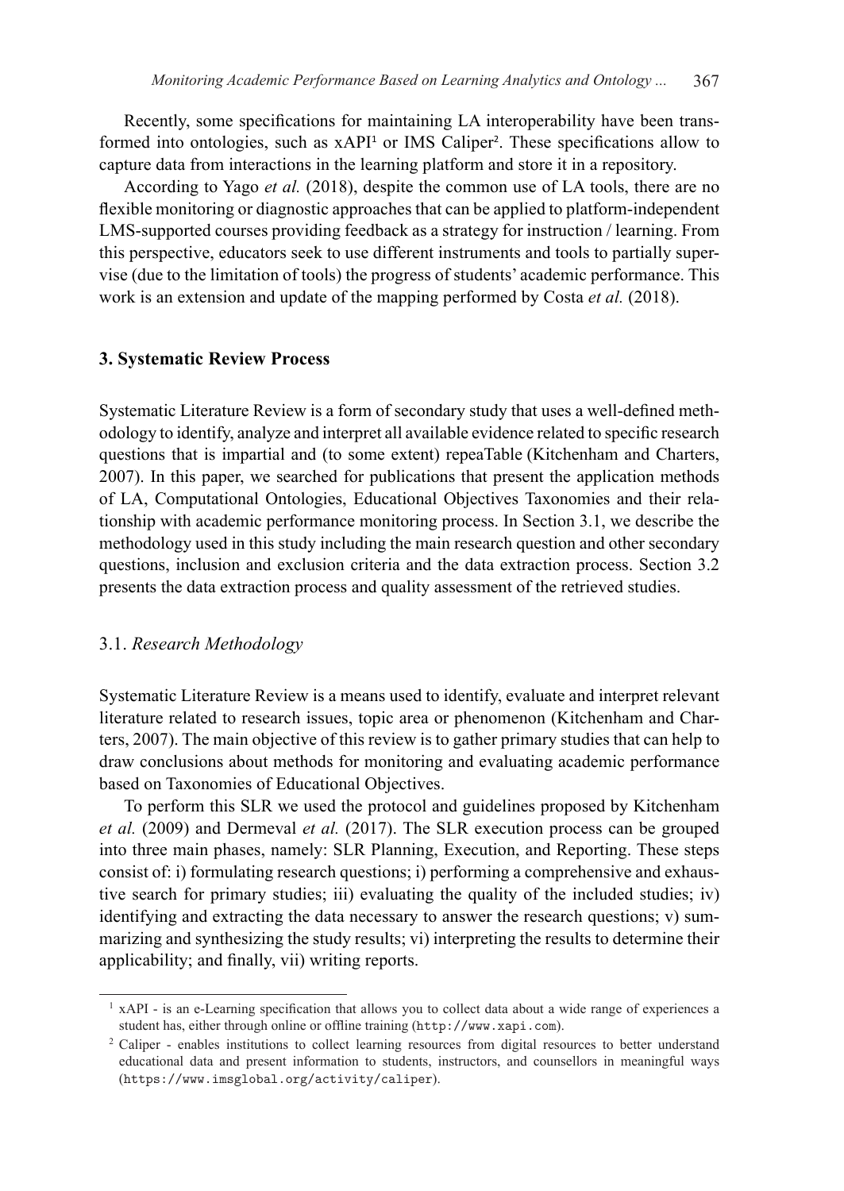Recently, some specifications for maintaining LA interoperability have been transformed into ontologies, such as xAPI[1] or IMS Caliper[2]. These specifications allow to capture data from interactions in the learning platform and store it in a repository.

According to Yago *et al.* (2018), despite the common use of LA tools, there are no flexible monitoring or diagnostic approaches that can be applied to platform-independent LMS-supported courses providing feedback as a strategy for instruction / learning. From this perspective, educators seek to use different instruments and tools to partially supervise (due to the limitation of tools) the progress of students' academic performance. This work is an extension and update of the mapping performed by Costa *et al.* (2018).

## 3. Systematic Review Process

Systematic Literature Review is a form of secondary study that uses a well-defined methodology to identify, analyze and interpret all available evidence related to specific research questions that is impartial and (to some extent) repeaTable (Kitchenham and Charters, 2007). In this paper, we searched for publications that present the application methods of LA, Computational Ontologies, Educational Objectives Taxonomies and their relationship with academic performance monitoring process. In Section 3.1, we describe the methodology used in this study including the main research question and other secondary questions, inclusion and exclusion criteria and the data extraction process. Section 3.2 presents the data extraction process and quality assessment of the retrieved studies.

### 3.1. *Research Methodology*

Systematic Literature Review is a means used to identify, evaluate and interpret relevant literature related to research issues, topic area or phenomenon (Kitchenham and Charters, 2007). The main objective of this review is to gather primary studies that can help to draw conclusions about methods for monitoring and evaluating academic performance based on Taxonomies of Educational Objectives.

To perform this SLR we used the protocol and guidelines proposed by Kitchenham *et al.* (2009) and Dermeval *et al.* (2017). The SLR execution process can be grouped into three main phases, namely: SLR Planning, Execution, and Reporting. These steps consist of: i) formulating research questions; i) performing a comprehensive and exhaustive search for primary studies; iii) evaluating the quality of the included studies; iv) identifying and extracting the data necessary to answer the research questions; v) summarizing and synthesizing the study results; vi) interpreting the results to determine their applicability; and finally, vii) writing reports.

---

[1] xAPI - is an e-Learning specification that allows you to collect data about a wide range of experiences a student has, either through online or offline training (http://www.xapi.com).

[2] Caliper - enables institutions to collect learning resources from digital resources to better understand educational data and present information to students, instructors, and counsellors in meaningful ways (https://www.imsglobal.org/activity/caliper).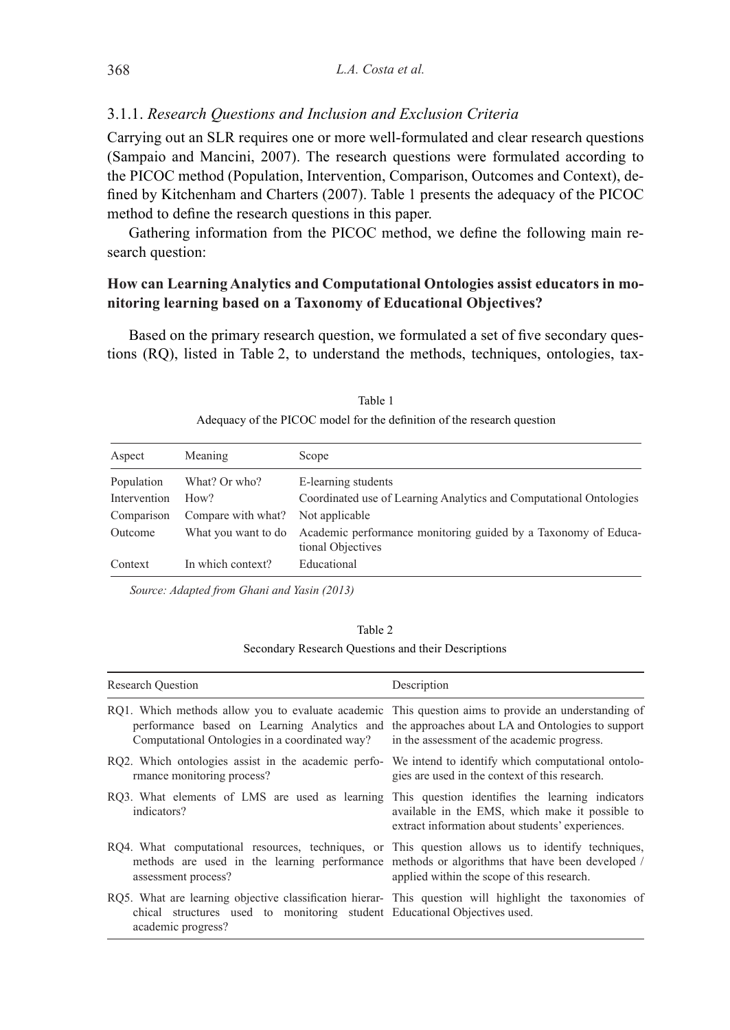### 3.1.1. *Research Questions and Inclusion and Exclusion Criteria*

Carrying out an SLR requires one or more well-formulated and clear research questions (Sampaio and Mancini, 2007). The research questions were formulated according to the PICOC method (Population, Intervention, Comparison, Outcomes and Context), defined by Kitchenham and Charters (2007). Table 1 presents the adequacy of the PICOC method to define the research questions in this paper.

Gathering information from the PICOC method, we define the following main research question:

**How can Learning Analytics and Computational Ontologies assist educators in monitoring learning based on a Taxonomy of Educational Objectives?**

Based on the primary research question, we formulated a set of five secondary questions (RQ), listed in Table 2, to understand the methods, techniques, ontologies, tax-

Table 1

Adequacy of the PICOC model for the definition of the research question

| Aspect | Meaning | Scope |
|---|---|---|
| Population | What? Or who? | E-learning students |
| Intervention | How? | Coordinated use of Learning Analytics and Computational Ontologies |
| Comparison | Compare with what? | Not applicable |
| Outcome | What you want to do | Academic performance monitoring guided by a Taxonomy of Educational Objectives |
| Context | In which context? | Educational |

*Source: Adapted from Ghani and Yasin (2013)*

Table 2

Secondary Research Questions and their Descriptions

| Research Question | Description |
|---|---|
| RQ1. Which methods allow you to evaluate academic performance based on Learning Analytics and Computational Ontologies in a coordinated way? | This question aims to provide an understanding of the approaches about LA and Ontologies to support in the assessment of the academic progress. |
| RQ2. Which ontologies assist in the academic performance monitoring process? | We intend to identify which computational ontologies are used in the context of this research. |
| RQ3. What elements of LMS are used as learning indicators? | This question identifies the learning indicators available in the EMS, which make it possible to extract information about students' experiences. |
| RQ4. What computational resources, techniques, or methods are used in the learning performance assessment process? | This question allows us to identify techniques, methods or algorithms that have been developed / applied within the scope of this research. |
| RQ5. What are learning objective classification hierarchical structures used to monitoring student academic progress? | This question will highlight the taxonomies of Educational Objectives used. |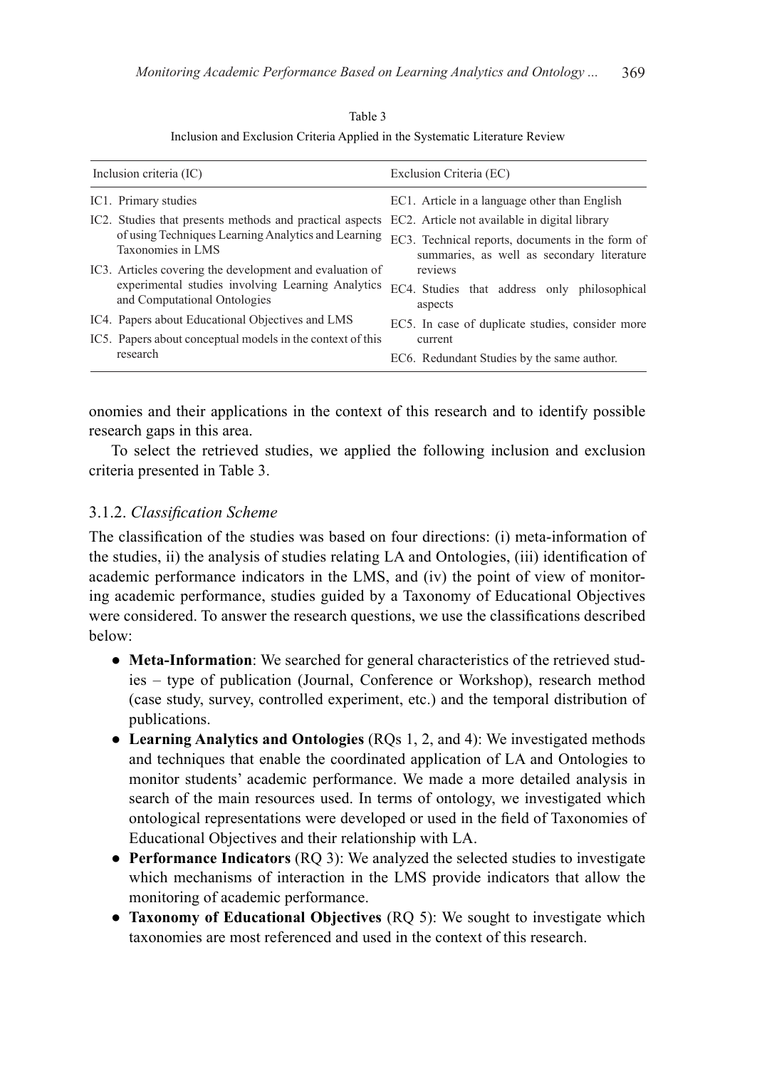Table 3

Inclusion and Exclusion Criteria Applied in the Systematic Literature Review

| Inclusion criteria (IC) | Exclusion Criteria (EC) |
| --- | --- |
| IC1. Primary studies | EC1. Article in a language other than English |
| IC2. Studies that presents methods and practical aspects of using Techniques Learning Analytics and Learning Taxonomies in LMS | EC2. Article not available in digital library |
| IC3. Articles covering the development and evaluation of experimental studies involving Learning Analytics and Computational Ontologies | EC3. Technical reports, documents in the form of summaries, as well as secondary literature reviews |
| IC4. Papers about Educational Objectives and LMS | EC4. Studies that address only philosophical aspects |
| IC5. Papers about conceptual models in the context of this research | EC5. In case of duplicate studies, consider more current |
| | EC6. Redundant Studies by the same author. |

onomies and their applications in the context of this research and to identify possible research gaps in this area.

To select the retrieved studies, we applied the following inclusion and exclusion criteria presented in Table 3.

### 3.1.2. *Classification Scheme*

The classification of the studies was based on four directions: (i) meta-information of the studies, ii) the analysis of studies relating LA and Ontologies, (iii) identification of academic performance indicators in the LMS, and (iv) the point of view of monitoring academic performance, studies guided by a Taxonomy of Educational Objectives were considered. To answer the research questions, we use the classifications described below:

- **Meta-Information**: We searched for general characteristics of the retrieved studies – type of publication (Journal, Conference or Workshop), research method (case study, survey, controlled experiment, etc.) and the temporal distribution of publications.
- **Learning Analytics and Ontologies** (RQs 1, 2, and 4): We investigated methods and techniques that enable the coordinated application of LA and Ontologies to monitor students' academic performance. We made a more detailed analysis in search of the main resources used. In terms of ontology, we investigated which ontological representations were developed or used in the field of Taxonomies of Educational Objectives and their relationship with LA.
- **Performance Indicators** (RQ 3): We analyzed the selected studies to investigate which mechanisms of interaction in the LMS provide indicators that allow the monitoring of academic performance.
- **Taxonomy of Educational Objectives** (RQ 5): We sought to investigate which taxonomies are most referenced and used in the context of this research.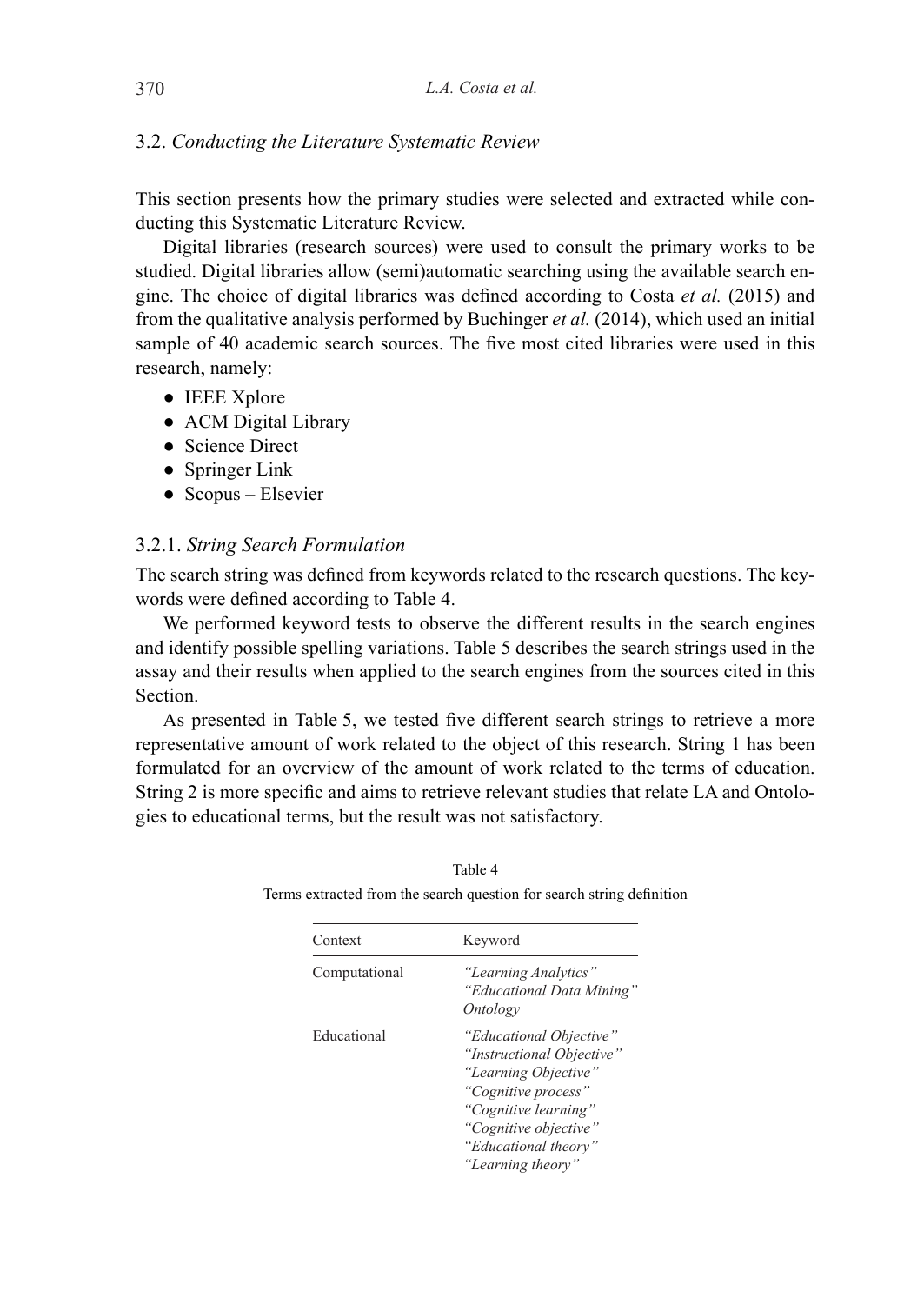### 3.2. *Conducting the Literature Systematic Review*

This section presents how the primary studies were selected and extracted while conducting this Systematic Literature Review.

Digital libraries (research sources) were used to consult the primary works to be studied. Digital libraries allow (semi)automatic searching using the available search engine. The choice of digital libraries was defined according to Costa *et al.* (2015) and from the qualitative analysis performed by Buchinger *et al.* (2014), which used an initial sample of 40 academic search sources. The five most cited libraries were used in this research, namely:

- IEEE Xplore
- ACM Digital Library
- Science Direct
- Springer Link
- Scopus – Elsevier

#### 3.2.1. *String Search Formulation*

The search string was defined from keywords related to the research questions. The keywords were defined according to Table 4.

We performed keyword tests to observe the different results in the search engines and identify possible spelling variations. Table 5 describes the search strings used in the assay and their results when applied to the search engines from the sources cited in this Section.

As presented in Table 5, we tested five different search strings to retrieve a more representative amount of work related to the object of this research. String 1 has been formulated for an overview of the amount of work related to the terms of education. String 2 is more specific and aims to retrieve relevant studies that relate LA and Ontologies to educational terms, but the result was not satisfactory.

Table 4

Terms extracted from the search question for search string definition

| Context | Keyword |
|---|---|
| Computational | *"Learning Analytics"*<br>*"Educational Data Mining"*<br>*Ontology* |
| Educational | *"Educational Objective"*<br>*"Instructional Objective"*<br>*"Learning Objective"*<br>*"Cognitive process"*<br>*"Cognitive learning"*<br>*"Cognitive objective"*<br>*"Educational theory"*<br>*"Learning theory"* |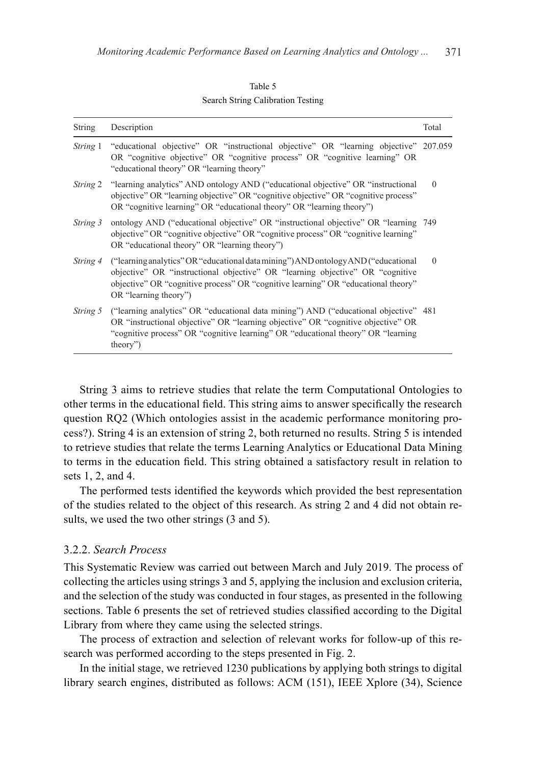Table 5

Search String Calibration Testing

| String | Description | Total |
|---|---|---|
| *String* 1 | "educational objective" OR "instructional objective" OR "learning objective" OR "cognitive objective" OR "cognitive process" OR "cognitive learning" OR "educational theory" OR "learning theory" | 207.059 |
| *String* 2 | "learning analytics" AND ontology AND ("educational objective" OR "instructional objective" OR "learning objective" OR "cognitive objective" OR "cognitive process" OR "cognitive learning" OR "educational theory" OR "learning theory") | 0 |
| *String 3* | ontology AND ("educational objective" OR "instructional objective" OR "learning objective" OR "cognitive objective" OR "cognitive process" OR "cognitive learning" OR "educational theory" OR "learning theory") | 749 |
| *String 4* | ("learning analytics" OR "educational data mining") AND ontology AND ("educational objective" OR "instructional objective" OR "learning objective" OR "cognitive objective" OR "cognitive process" OR "cognitive learning" OR "educational theory" OR "learning theory") | 0 |
| *String 5* | ("learning analytics" OR "educational data mining") AND ("educational objective" OR "instructional objective" OR "learning objective" OR "cognitive objective" OR "cognitive process" OR "cognitive learning" OR "educational theory" OR "learning theory") | 481 |

String 3 aims to retrieve studies that relate the term Computational Ontologies to other terms in the educational field. This string aims to answer specifically the research question RQ2 (Which ontologies assist in the academic performance monitoring process?). String 4 is an extension of string 2, both returned no results. String 5 is intended to retrieve studies that relate the terms Learning Analytics or Educational Data Mining to terms in the education field. This string obtained a satisfactory result in relation to sets 1, 2, and 4.

The performed tests identified the keywords which provided the best representation of the studies related to the object of this research. As string 2 and 4 did not obtain results, we used the two other strings (3 and 5).

### 3.2.2. *Search Process*

This Systematic Review was carried out between March and July 2019. The process of collecting the articles using strings 3 and 5, applying the inclusion and exclusion criteria, and the selection of the study was conducted in four stages, as presented in the following sections. Table 6 presents the set of retrieved studies classified according to the Digital Library from where they came using the selected strings.

The process of extraction and selection of relevant works for follow-up of this research was performed according to the steps presented in Fig. 2.

In the initial stage, we retrieved 1230 publications by applying both strings to digital library search engines, distributed as follows: ACM (151), IEEE Xplore (34), Science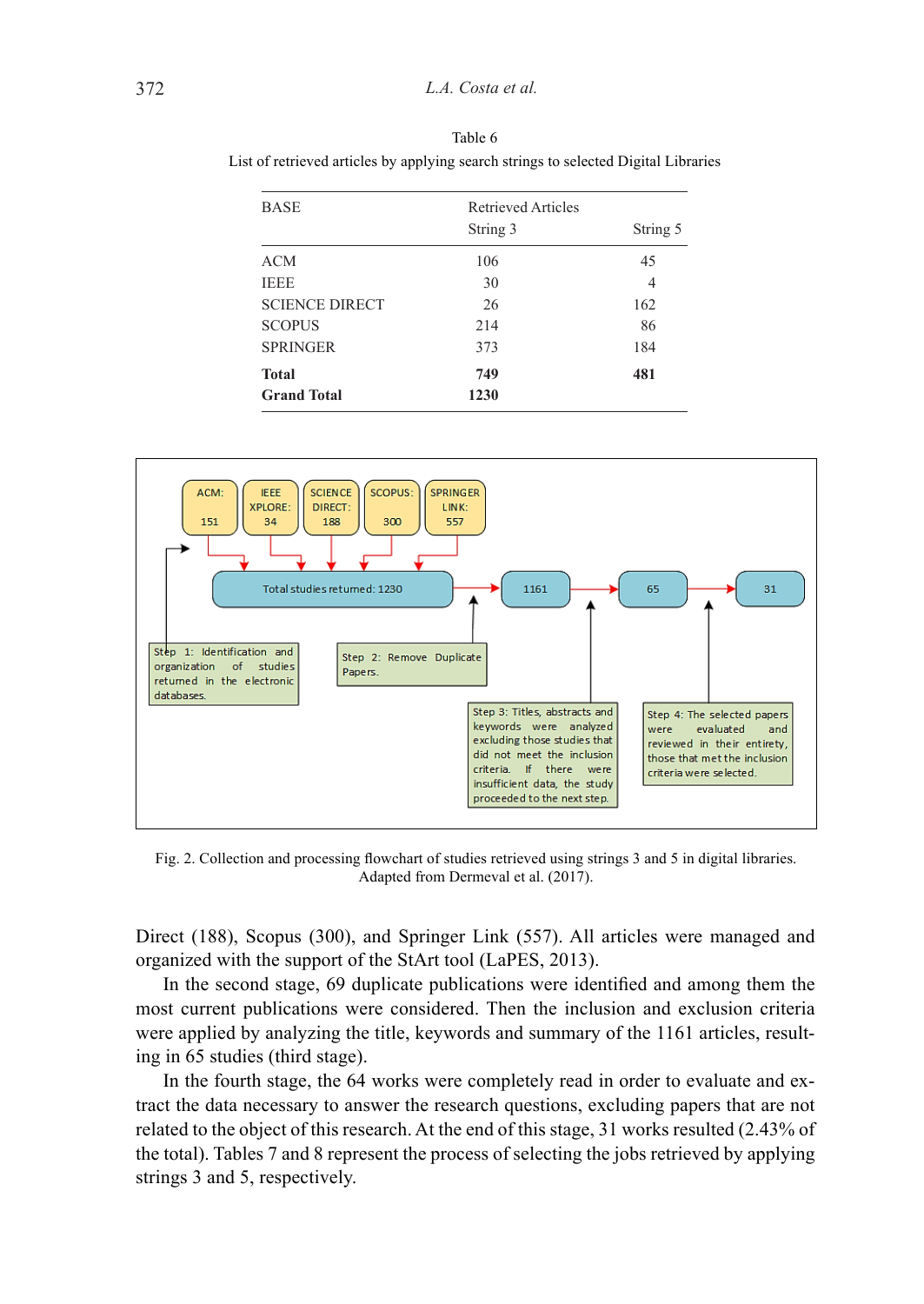Table 6

List of retrieved articles by applying search strings to selected Digital Libraries

| BASE | Retrieved Articles | |
|---|---|---|
| | String 3 | String 5 |
| ACM | 106 | 45 |
| IEEE | 30 | 4 |
| SCIENCE DIRECT | 26 | 162 |
| SCOPUS | 214 | 86 |
| SPRINGER | 373 | 184 |
| **Total** | **749** | **481** |
| **Grand Total** | **1230** | |

Fig. 2. Collection and processing flowchart of studies retrieved using strings 3 and 5 in digital libraries. Adapted from Dermeval et al. (2017).

Direct (188), Scopus (300), and Springer Link (557). All articles were managed and organized with the support of the StArt tool (LaPES, 2013).

In the second stage, 69 duplicate publications were identified and among them the most current publications were considered. Then the inclusion and exclusion criteria were applied by analyzing the title, keywords and summary of the 1161 articles, resulting in 65 studies (third stage).

In the fourth stage, the 64 works were completely read in order to evaluate and extract the data necessary to answer the research questions, excluding papers that are not related to the object of this research. At the end of this stage, 31 works resulted (2.43% of the total). Tables 7 and 8 represent the process of selecting the jobs retrieved by applying strings 3 and 5, respectively.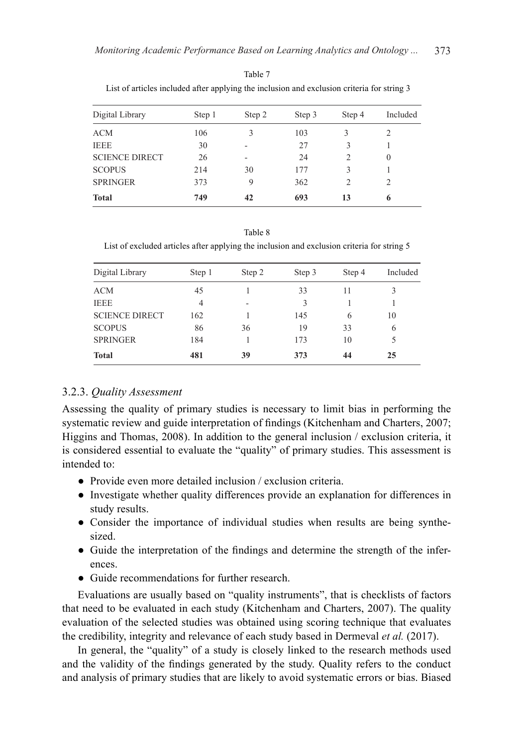Table 7

List of articles included after applying the inclusion and exclusion criteria for string 3

| Digital Library | Step 1 | Step 2 | Step 3 | Step 4 | Included |
|---|---|---|---|---|---|
| ACM | 106 | 3 | 103 | 3 | 2 |
| IEEE | 30 | - | 27 | 3 | 1 |
| SCIENCE DIRECT | 26 | - | 24 | 2 | 0 |
| SCOPUS | 214 | 30 | 177 | 3 | 1 |
| SPRINGER | 373 | 9 | 362 | 2 | 2 |
| **Total** | **749** | **42** | **693** | **13** | **6** |

Table 8

List of excluded articles after applying the inclusion and exclusion criteria for string 5

| Digital Library | Step 1 | Step 2 | Step 3 | Step 4 | Included |
|---|---|---|---|---|---|
| ACM | 45 | 1 | 33 | 11 | 3 |
| IEEE | 4 | - | 3 | 1 | 1 |
| SCIENCE DIRECT | 162 | 1 | 145 | 6 | 10 |
| SCOPUS | 86 | 36 | 19 | 33 | 6 |
| SPRINGER | 184 | 1 | 173 | 10 | 5 |
| **Total** | **481** | **39** | **373** | **44** | **25** |

### 3.2.3. *Quality Assessment*

Assessing the quality of primary studies is necessary to limit bias in performing the systematic review and guide interpretation of findings (Kitchenham and Charters, 2007; Higgins and Thomas, 2008). In addition to the general inclusion / exclusion criteria, it is considered essential to evaluate the "quality" of primary studies. This assessment is intended to:

- Provide even more detailed inclusion / exclusion criteria.
- Investigate whether quality differences provide an explanation for differences in study results.
- Consider the importance of individual studies when results are being synthesized.
- Guide the interpretation of the findings and determine the strength of the inferences.
- Guide recommendations for further research.

Evaluations are usually based on "quality instruments", that is checklists of factors that need to be evaluated in each study (Kitchenham and Charters, 2007). The quality evaluation of the selected studies was obtained using scoring technique that evaluates the credibility, integrity and relevance of each study based in Dermeval *et al.* (2017).

In general, the "quality" of a study is closely linked to the research methods used and the validity of the findings generated by the study. Quality refers to the conduct and analysis of primary studies that are likely to avoid systematic errors or bias. Biased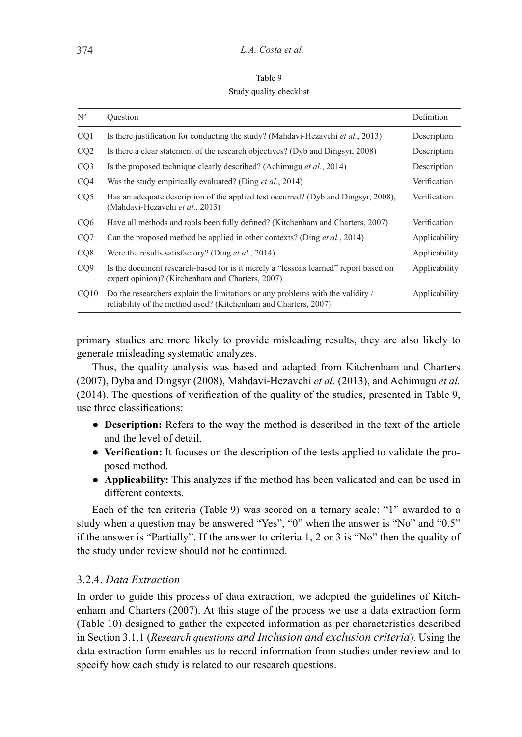Table 9

Study quality checklist

| Nº | Question | Definition |
|---|---|---|
| CQ1 | Is there justification for conducting the study? (Mahdavi-Hezavehi *et al.*, 2013) | Description |
| CQ2 | Is there a clear statement of the research objectives? (Dyb and Dingsyr, 2008) | Description |
| CQ3 | Is the proposed technique clearly described? (Achimugu *et al.*, 2014) | Description |
| CQ4 | Was the study empirically evaluated? (Ding *et al.*, 2014) | Verification |
| CQ5 | Has an adequate description of the applied test occurred? (Dyb and Dingsyr, 2008), (Mahdavi-Hezavehi *et al.*, 2013) | Verification |
| CQ6 | Have all methods and tools been fully defined? (Kitchenham and Charters, 2007) | Verification |
| CQ7 | Can the proposed method be applied in other contexts? (Ding *et al.*, 2014) | Applicability |
| CQ8 | Were the results satisfactory? (Ding *et al.*, 2014) | Applicability |
| CQ9 | Is the document research-based (or is it merely a "lessons learned" report based on expert opinion)? (Kitchenham and Charters, 2007) | Applicability |
| CQ10 | Do the researchers explain the limitations or any problems with the validity / reliability of the method used? (Kitchenham and Charters, 2007) | Applicability |

primary studies are more likely to provide misleading results, they are also likely to generate misleading systematic analyzes.

Thus, the quality analysis was based and adapted from Kitchenham and Charters (2007), Dyba and Dingsyr (2008), Mahdavi-Hezavehi *et al.* (2013), and Achimugu *et al.* (2014). The questions of verification of the quality of the studies, presented in Table 9, use three classifications:

- **Description:** Refers to the way the method is described in the text of the article and the level of detail.
- **Verification:** It focuses on the description of the tests applied to validate the proposed method.
- **Applicability:** This analyzes if the method has been validated and can be used in different contexts.

Each of the ten criteria (Table 9) was scored on a ternary scale: "1" awarded to a study when a question may be answered "Yes", "0" when the answer is "No" and "0.5" if the answer is "Partially". If the answer to criteria 1, 2 or 3 is "No" then the quality of the study under review should not be continued.

### 3.2.4. *Data Extraction*

In order to guide this process of data extraction, we adopted the guidelines of Kitchenham and Charters (2007). At this stage of the process we use a data extraction form (Table 10) designed to gather the expected information as per characteristics described in Section 3.1.1 (*Research questions and Inclusion and exclusion criteria*). Using the data extraction form enables us to record information from studies under review and to specify how each study is related to our research questions.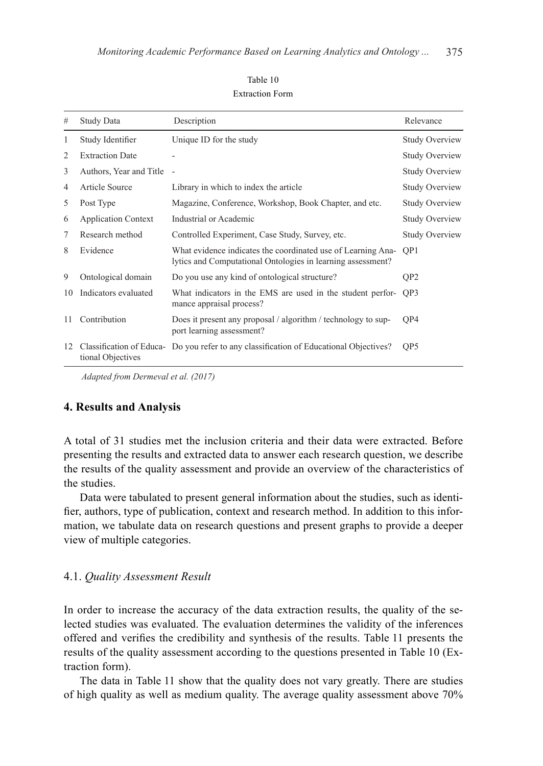Table 10

Extraction Form

| # | Study Data | Description | Relevance |
|---|---|---|---|
| 1 | Study Identifier | Unique ID for the study | Study Overview |
| 2 | Extraction Date | - | Study Overview |
| 3 | Authors, Year and Title | - | Study Overview |
| 4 | Article Source | Library in which to index the article | Study Overview |
| 5 | Post Type | Magazine, Conference, Workshop, Book Chapter, and etc. | Study Overview |
| 6 | Application Context | Industrial or Academic | Study Overview |
| 7 | Research method | Controlled Experiment, Case Study, Survey, etc. | Study Overview |
| 8 | Evidence | What evidence indicates the coordinated use of Learning Analytics and Computational Ontologies in learning assessment? | QP1 |
| 9 | Ontological domain | Do you use any kind of ontological structure? | QP2 |
| 10 | Indicators evaluated | What indicators in the EMS are used in the student performance appraisal process? | QP3 |
| 11 | Contribution | Does it present any proposal / algorithm / technology to support learning assessment? | QP4 |
| 12 | Classification of Educational Objectives | Do you refer to any classification of Educational Objectives? | QP5 |

*Adapted from Dermeval et al. (2017)*

## 4. Results and Analysis

A total of 31 studies met the inclusion criteria and their data were extracted. Before presenting the results and extracted data to answer each research question, we describe the results of the quality assessment and provide an overview of the characteristics of the studies.

Data were tabulated to present general information about the studies, such as identifier, authors, type of publication, context and research method. In addition to this information, we tabulate data on research questions and present graphs to provide a deeper view of multiple categories.

### 4.1. *Quality Assessment Result*

In order to increase the accuracy of the data extraction results, the quality of the selected studies was evaluated. The evaluation determines the validity of the inferences offered and verifies the credibility and synthesis of the results. Table 11 presents the results of the quality assessment according to the questions presented in Table 10 (Extraction form).

The data in Table 11 show that the quality does not vary greatly. There are studies of high quality as well as medium quality. The average quality assessment above 70%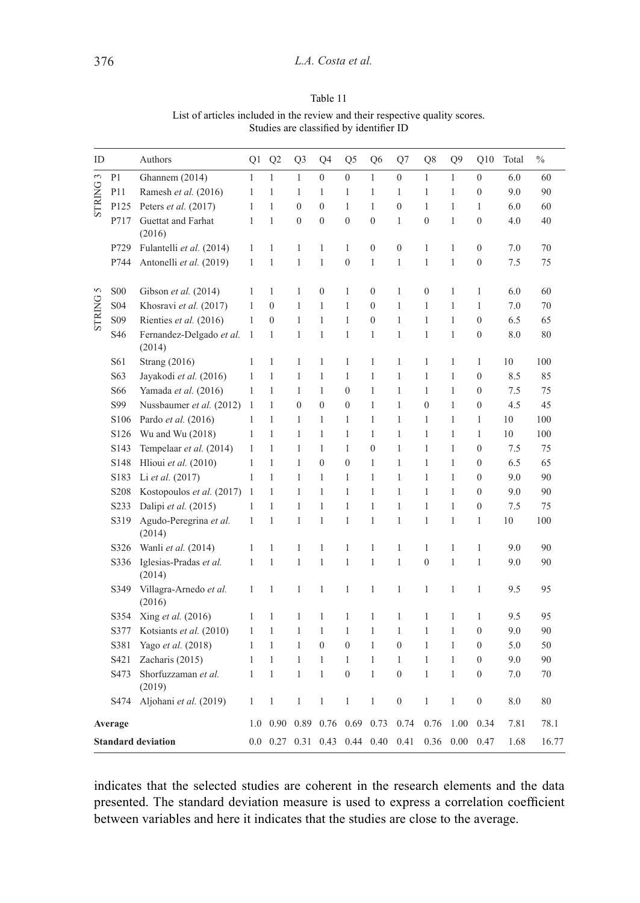Table 11

List of articles included in the review and their respective quality scores. Studies are classified by identifier ID

| ID | | Authors | Q1 | Q2 | Q3 | Q4 | Q5 | Q6 | Q7 | Q8 | Q9 | Q10 | Total | % |
|---|---|---|---|---|---|---|---|---|---|---|---|---|---|---|
| STRING 3 | P1 | Ghannem (2014) | 1 | 1 | 1 | 0 | 0 | 1 | 0 | 1 | 1 | 0 | 6.0 | 60 |
| | P11 | Ramesh *et al.* (2016) | 1 | 1 | 1 | 1 | 1 | 1 | 1 | 1 | 1 | 0 | 9.0 | 90 |
| | P125 | Peters *et al.* (2017) | 1 | 1 | 0 | 0 | 1 | 1 | 0 | 1 | 1 | 1 | 6.0 | 60 |
| | P717 | Guettat and Farhat (2016) | 1 | 1 | 0 | 0 | 0 | 0 | 1 | 0 | 1 | 0 | 4.0 | 40 |
| | P729 | Fulantelli *et al.* (2014) | 1 | 1 | 1 | 1 | 1 | 0 | 0 | 1 | 1 | 0 | 7.0 | 70 |
| | P744 | Antonelli *et al.* (2019) | 1 | 1 | 1 | 1 | 0 | 1 | 1 | 1 | 1 | 0 | 7.5 | 75 |
| STRING 5 | S00 | Gibson *et al.* (2014) | 1 | 1 | 1 | 0 | 1 | 0 | 1 | 0 | 1 | 1 | 6.0 | 60 |
| | S04 | Khosravi *et al.* (2017) | 1 | 0 | 1 | 1 | 1 | 0 | 1 | 1 | 1 | 1 | 7.0 | 70 |
| | S09 | Rienties *et al.* (2016) | 1 | 0 | 1 | 1 | 1 | 0 | 1 | 1 | 1 | 0 | 6.5 | 65 |
| | S46 | Fernandez-Delgado *et al.* (2014) | 1 | 1 | 1 | 1 | 1 | 1 | 1 | 1 | 1 | 0 | 8.0 | 80 |
| | S61 | Strang (2016) | 1 | 1 | 1 | 1 | 1 | 1 | 1 | 1 | 1 | 1 | 10 | 100 |
| | S63 | Jayakodi *et al.* (2016) | 1 | 1 | 1 | 1 | 1 | 1 | 1 | 1 | 1 | 0 | 8.5 | 85 |
| | S66 | Yamada *et al.* (2016) | 1 | 1 | 1 | 1 | 0 | 1 | 1 | 1 | 1 | 0 | 7.5 | 75 |
| | S99 | Nussbaumer *et al.* (2012) | 1 | 1 | 0 | 0 | 0 | 1 | 1 | 0 | 1 | 0 | 4.5 | 45 |
| | S106 | Pardo *et al.* (2016) | 1 | 1 | 1 | 1 | 1 | 1 | 1 | 1 | 1 | 1 | 10 | 100 |
| | S126 | Wu and Wu (2018) | 1 | 1 | 1 | 1 | 1 | 1 | 1 | 1 | 1 | 1 | 10 | 100 |
| | S143 | Tempelaar *et al.* (2014) | 1 | 1 | 1 | 1 | 1 | 0 | 1 | 1 | 1 | 0 | 7.5 | 75 |
| | S148 | Hlioui *et al.* (2010) | 1 | 1 | 1 | 0 | 0 | 1 | 1 | 1 | 1 | 0 | 6.5 | 65 |
| | S183 | Li *et al.* (2017) | 1 | 1 | 1 | 1 | 1 | 1 | 1 | 1 | 1 | 0 | 9.0 | 90 |
| | S208 | Kostopoulos *et al.* (2017) | 1 | 1 | 1 | 1 | 1 | 1 | 1 | 1 | 1 | 0 | 9.0 | 90 |
| | S233 | Dalipi *et al.* (2015) | 1 | 1 | 1 | 1 | 1 | 1 | 1 | 1 | 1 | 0 | 7.5 | 75 |
| | S319 | Agudo-Peregrina *et al.* (2014) | 1 | 1 | 1 | 1 | 1 | 1 | 1 | 1 | 1 | 1 | 10 | 100 |
| | S326 | Wanli *et al.* (2014) | 1 | 1 | 1 | 1 | 1 | 1 | 1 | 1 | 1 | 1 | 9.0 | 90 |
| | S336 | Iglesias-Pradas *et al.* (2014) | 1 | 1 | 1 | 1 | 1 | 1 | 1 | 0 | 1 | 1 | 9.0 | 90 |
| | S349 | Villagra-Arnedo *et al.* (2016) | 1 | 1 | 1 | 1 | 1 | 1 | 1 | 1 | 1 | 1 | 9.5 | 95 |
| | S354 | Xing *et al.* (2016) | 1 | 1 | 1 | 1 | 1 | 1 | 1 | 1 | 1 | 1 | 9.5 | 95 |
| | S377 | Kotsiants *et al.* (2010) | 1 | 1 | 1 | 1 | 1 | 1 | 1 | 1 | 1 | 0 | 9.0 | 90 |
| | S381 | Yago *et al.* (2018) | 1 | 1 | 1 | 0 | 0 | 1 | 0 | 1 | 1 | 0 | 5.0 | 50 |
| | S421 | Zacharis (2015) | 1 | 1 | 1 | 1 | 1 | 1 | 1 | 1 | 1 | 0 | 9.0 | 90 |
| | S473 | Shorfuzzaman *et al.* (2019) | 1 | 1 | 1 | 1 | 0 | 1 | 0 | 1 | 1 | 0 | 7.0 | 70 |
| | S474 | Aljohani *et al.* (2019) | 1 | 1 | 1 | 1 | 1 | 1 | 0 | 1 | 1 | 0 | 8.0 | 80 |
| **Average** | | | 1.0 | 0.90 | 0.89 | 0.76 | 0.69 | 0.73 | 0.74 | 0.76 | 1.00 | 0.34 | 7.81 | 78.1 |
| **Standard deviation** | | | 0.0 | 0.27 | 0.31 | 0.43 | 0.44 | 0.40 | 0.41 | 0.36 | 0.00 | 0.47 | 1.68 | 16.77 |

indicates that the selected studies are coherent in the research elements and the data presented. The standard deviation measure is used to express a correlation coefficient between variables and here it indicates that the studies are close to the average.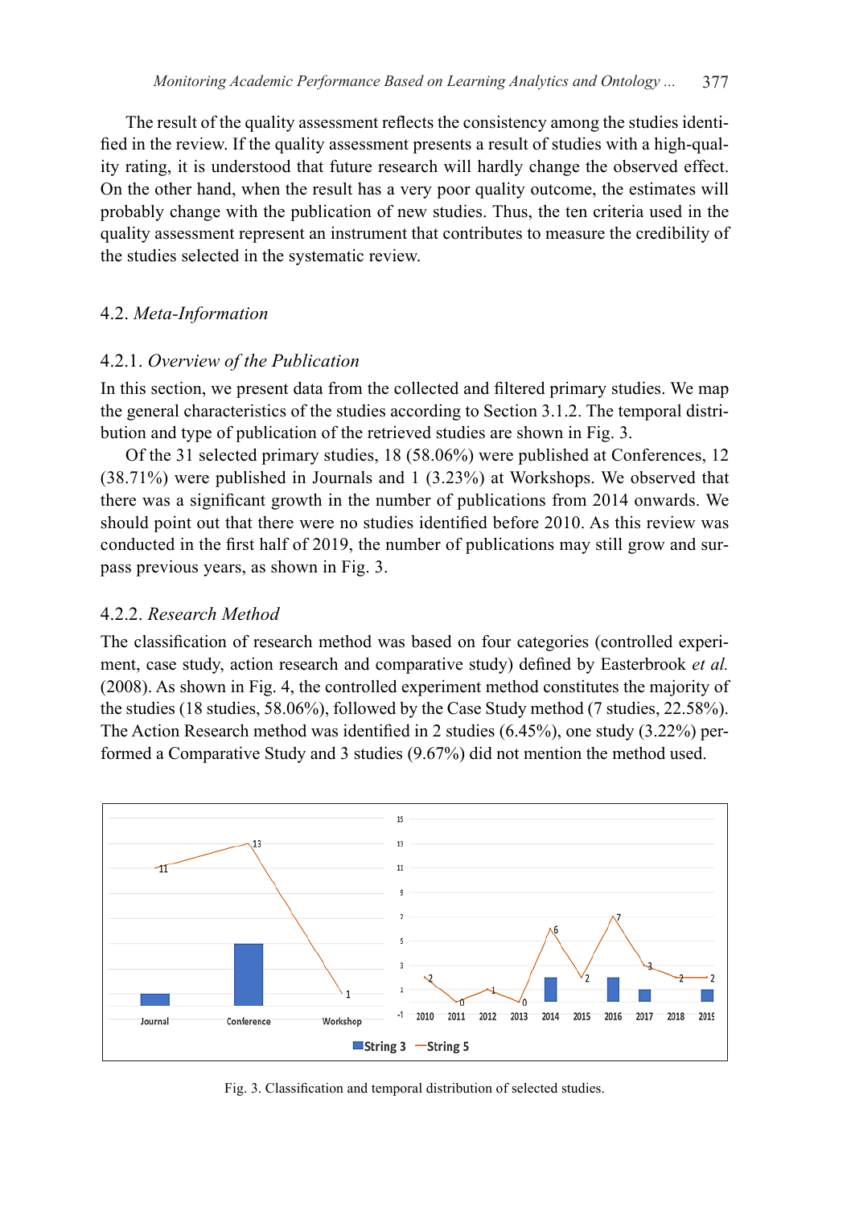The result of the quality assessment reflects the consistency among the studies identified in the review. If the quality assessment presents a result of studies with a high-quality rating, it is understood that future research will hardly change the observed effect. On the other hand, when the result has a very poor quality outcome, the estimates will probably change with the publication of new studies. Thus, the ten criteria used in the quality assessment represent an instrument that contributes to measure the credibility of the studies selected in the systematic review.

## 4.2. *Meta-Information*

### 4.2.1. *Overview of the Publication*

In this section, we present data from the collected and filtered primary studies. We map the general characteristics of the studies according to Section 3.1.2. The temporal distribution and type of publication of the retrieved studies are shown in Fig. 3.

Of the 31 selected primary studies, 18 (58.06%) were published at Conferences, 12 (38.71%) were published in Journals and 1 (3.23%) at Workshops. We observed that there was a significant growth in the number of publications from 2014 onwards. We should point out that there were no studies identified before 2010. As this review was conducted in the first half of 2019, the number of publications may still grow and surpass previous years, as shown in Fig. 3.

### 4.2.2. *Research Method*

The classification of research method was based on four categories (controlled experiment, case study, action research and comparative study) defined by Easterbrook *et al.* (2008). As shown in Fig. 4, the controlled experiment method constitutes the majority of the studies (18 studies, 58.06%), followed by the Case Study method (7 studies, 22.58%). The Action Research method was identified in 2 studies (6.45%), one study (3.22%) performed a Comparative Study and 3 studies (9.67%) did not mention the method used.

Fig. 3. Classification and temporal distribution of selected studies.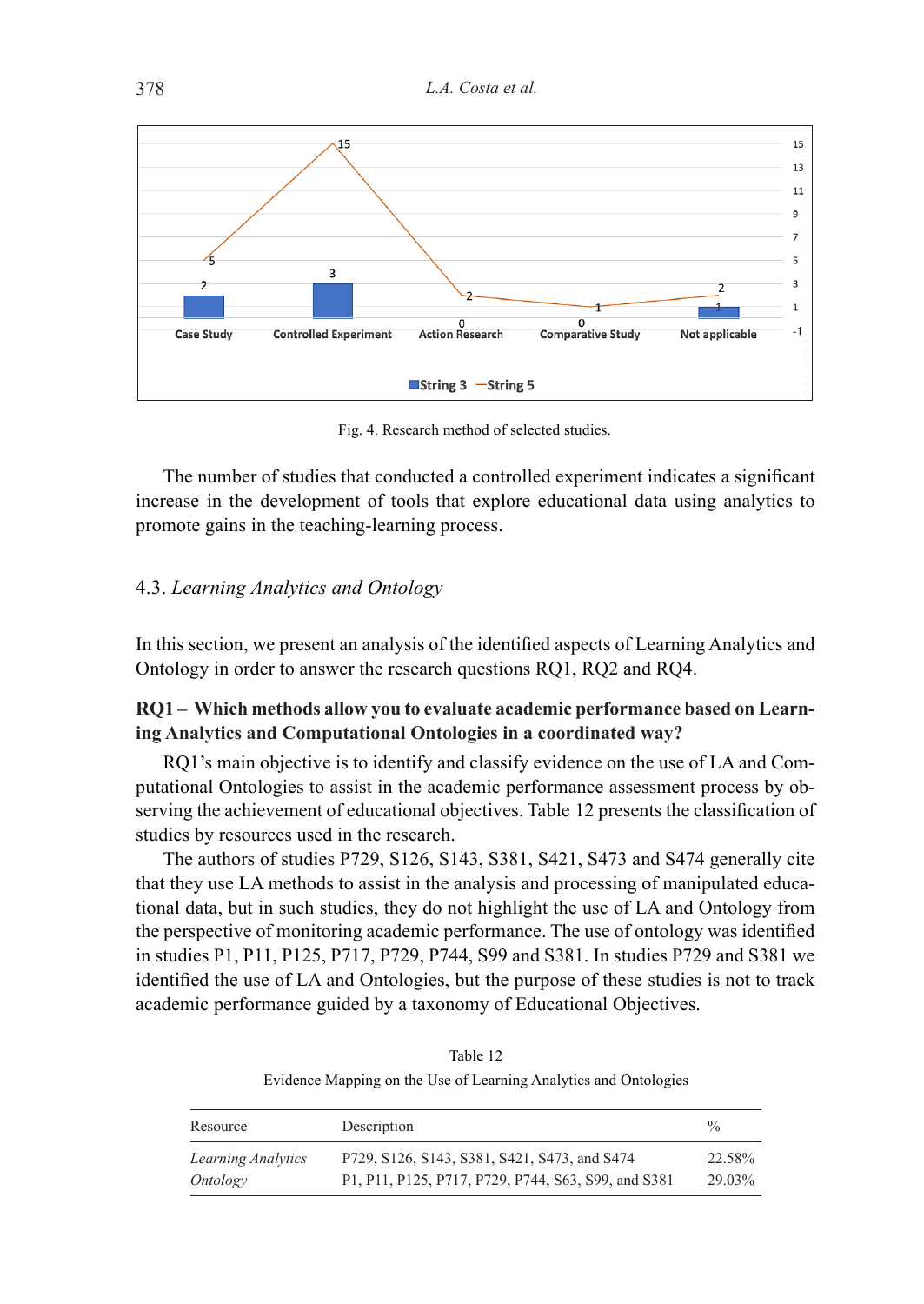Fig. 4. Research method of selected studies.

The number of studies that conducted a controlled experiment indicates a significant increase in the development of tools that explore educational data using analytics to promote gains in the teaching-learning process.

### 4.3. *Learning Analytics and Ontology*

In this section, we present an analysis of the identified aspects of Learning Analytics and Ontology in order to answer the research questions RQ1, RQ2 and RQ4.

**RQ1 – Which methods allow you to evaluate academic performance based on Learning Analytics and Computational Ontologies in a coordinated way?**

RQ1's main objective is to identify and classify evidence on the use of LA and Computational Ontologies to assist in the academic performance assessment process by observing the achievement of educational objectives. Table 12 presents the classification of studies by resources used in the research.

The authors of studies P729, S126, S143, S381, S421, S473 and S474 generally cite that they use LA methods to assist in the analysis and processing of manipulated educational data, but in such studies, they do not highlight the use of LA and Ontology from the perspective of monitoring academic performance. The use of ontology was identified in studies P1, P11, P125, P717, P729, P744, S99 and S381. In studies P729 and S381 we identified the use of LA and Ontologies, but the purpose of these studies is not to track academic performance guided by a taxonomy of Educational Objectives.

Table 12
Evidence Mapping on the Use of Learning Analytics and Ontologies

| Resource | Description | % |
|---|---|---|
| *Learning Analytics* | P729, S126, S143, S381, S421, S473, and S474 | 22.58% |
| *Ontology* | P1, P11, P125, P717, P729, P744, S63, S99, and S381 | 29.03% |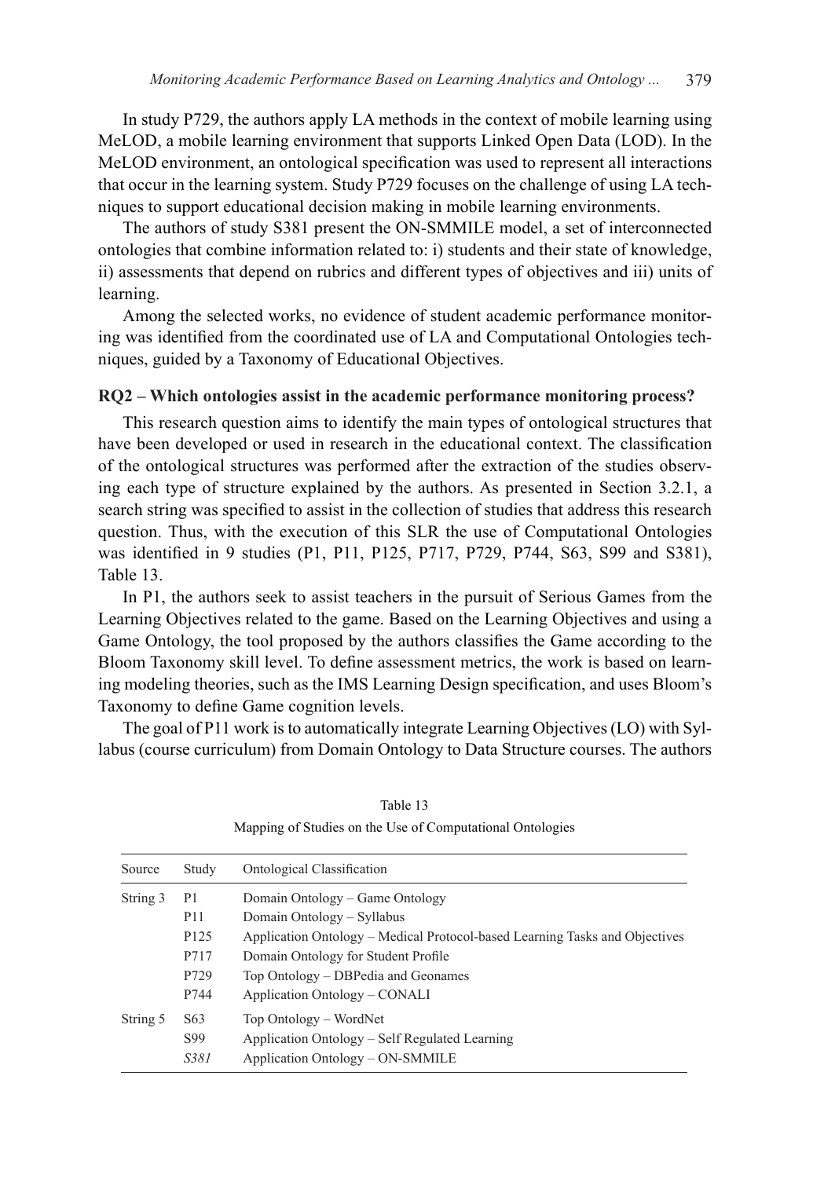In study P729, the authors apply LA methods in the context of mobile learning using MeLOD, a mobile learning environment that supports Linked Open Data (LOD). In the MeLOD environment, an ontological specification was used to represent all interactions that occur in the learning system. Study P729 focuses on the challenge of using LA techniques to support educational decision making in mobile learning environments.

The authors of study S381 present the ON-SMMILE model, a set of interconnected ontologies that combine information related to: i) students and their state of knowledge, ii) assessments that depend on rubrics and different types of objectives and iii) units of learning.

Among the selected works, no evidence of student academic performance monitoring was identified from the coordinated use of LA and Computational Ontologies techniques, guided by a Taxonomy of Educational Objectives.

**RQ2 – Which ontologies assist in the academic performance monitoring process?**

This research question aims to identify the main types of ontological structures that have been developed or used in research in the educational context. The classification of the ontological structures was performed after the extraction of the studies observing each type of structure explained by the authors. As presented in Section 3.2.1, a search string was specified to assist in the collection of studies that address this research question. Thus, with the execution of this SLR the use of Computational Ontologies was identified in 9 studies (P1, P11, P125, P717, P729, P744, S63, S99 and S381), Table 13.

In P1, the authors seek to assist teachers in the pursuit of Serious Games from the Learning Objectives related to the game. Based on the Learning Objectives and using a Game Ontology, the tool proposed by the authors classifies the Game according to the Bloom Taxonomy skill level. To define assessment metrics, the work is based on learning modeling theories, such as the IMS Learning Design specification, and uses Bloom's Taxonomy to define Game cognition levels.

The goal of P11 work is to automatically integrate Learning Objectives (LO) with Syllabus (course curriculum) from Domain Ontology to Data Structure courses. The authors

Table 13

Mapping of Studies on the Use of Computational Ontologies

| Source | Study | Ontological Classification |
|---|---|---|
| String 3 | P1 | Domain Ontology – Game Ontology |
| | P11 | Domain Ontology – Syllabus |
| | P125 | Application Ontology – Medical Protocol-based Learning Tasks and Objectives |
| | P717 | Domain Ontology for Student Profile |
| | P729 | Top Ontology – DBPedia and Geonames |
| | P744 | Application Ontology – CONALI |
| String 5 | S63 | Top Ontology – WordNet |
| | S99 | Application Ontology – Self Regulated Learning |
| | *S381* | Application Ontology – ON-SMMILE |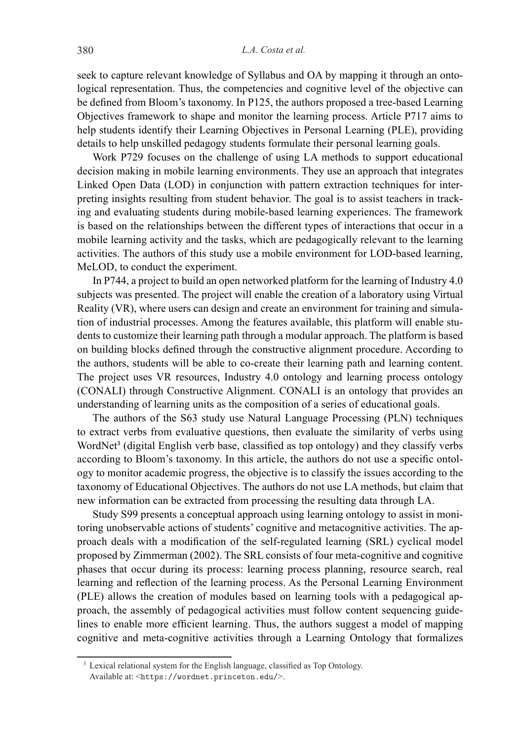seek to capture relevant knowledge of Syllabus and OA by mapping it through an ontological representation. Thus, the competencies and cognitive level of the objective can be defined from Bloom's taxonomy. In P125, the authors proposed a tree-based Learning Objectives framework to shape and monitor the learning process. Article P717 aims to help students identify their Learning Objectives in Personal Learning (PLE), providing details to help unskilled pedagogy students formulate their personal learning goals.

Work P729 focuses on the challenge of using LA methods to support educational decision making in mobile learning environments. They use an approach that integrates Linked Open Data (LOD) in conjunction with pattern extraction techniques for interpreting insights resulting from student behavior. The goal is to assist teachers in tracking and evaluating students during mobile-based learning experiences. The framework is based on the relationships between the different types of interactions that occur in a mobile learning activity and the tasks, which are pedagogically relevant to the learning activities. The authors of this study use a mobile environment for LOD-based learning, MeLOD, to conduct the experiment.

In P744, a project to build an open networked platform for the learning of Industry 4.0 subjects was presented. The project will enable the creation of a laboratory using Virtual Reality (VR), where users can design and create an environment for training and simulation of industrial processes. Among the features available, this platform will enable students to customize their learning path through a modular approach. The platform is based on building blocks defined through the constructive alignment procedure. According to the authors, students will be able to co-create their learning path and learning content. The project uses VR resources, Industry 4.0 ontology and learning process ontology (CONALI) through Constructive Alignment. CONALI is an ontology that provides an understanding of learning units as the composition of a series of educational goals.

The authors of the S63 study use Natural Language Processing (PLN) techniques to extract verbs from evaluative questions, then evaluate the similarity of verbs using WordNet[3] (digital English verb base, classified as top ontology) and they classify verbs according to Bloom's taxonomy. In this article, the authors do not use a specific ontology to monitor academic progress, the objective is to classify the issues according to the taxonomy of Educational Objectives. The authors do not use LA methods, but claim that new information can be extracted from processing the resulting data through LA.

Study S99 presents a conceptual approach using learning ontology to assist in monitoring unobservable actions of students' cognitive and metacognitive activities. The approach deals with a modification of the self-regulated learning (SRL) cyclical model proposed by Zimmerman (2002). The SRL consists of four meta-cognitive and cognitive phases that occur during its process: learning process planning, resource search, real learning and reflection of the learning process. As the Personal Learning Environment (PLE) allows the creation of modules based on learning tools with a pedagogical approach, the assembly of pedagogical activities must follow content sequencing guidelines to enable more efficient learning. Thus, the authors suggest a model of mapping cognitive and meta-cognitive activities through a Learning Ontology that formalizes

[3] Lexical relational system for the English language, classified as Top Ontology. Available at: <https://wordnet.princeton.edu/>.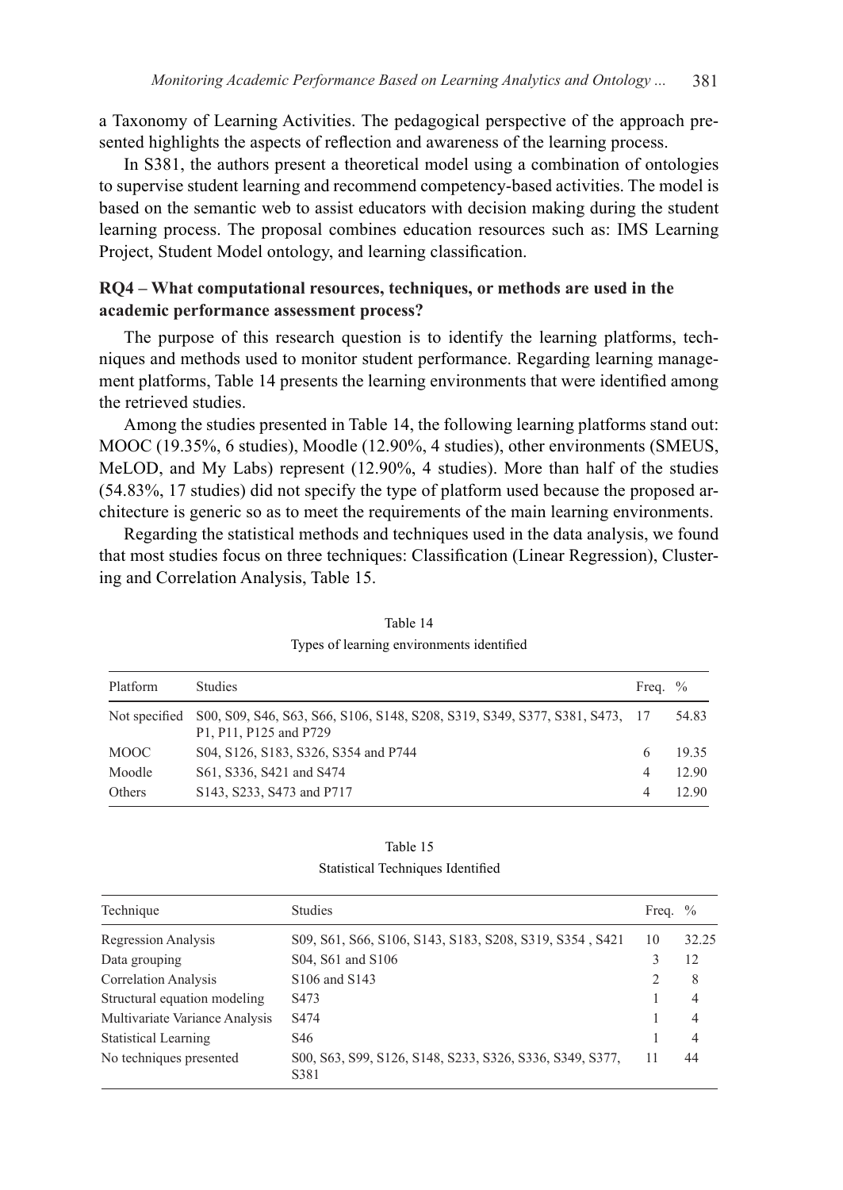a Taxonomy of Learning Activities. The pedagogical perspective of the approach presented highlights the aspects of reflection and awareness of the learning process.

In S381, the authors present a theoretical model using a combination of ontologies to supervise student learning and recommend competency-based activities. The model is based on the semantic web to assist educators with decision making during the student learning process. The proposal combines education resources such as: IMS Learning Project, Student Model ontology, and learning classification.

**RQ4 – What computational resources, techniques, or methods are used in the academic performance assessment process?**

The purpose of this research question is to identify the learning platforms, techniques and methods used to monitor student performance. Regarding learning management platforms, Table 14 presents the learning environments that were identified among the retrieved studies.

Among the studies presented in Table 14, the following learning platforms stand out: MOOC (19.35%, 6 studies), Moodle (12.90%, 4 studies), other environments (SMEUS, MeLOD, and My Labs) represent (12.90%, 4 studies). More than half of the studies (54.83%, 17 studies) did not specify the type of platform used because the proposed architecture is generic so as to meet the requirements of the main learning environments.

Regarding the statistical methods and techniques used in the data analysis, we found that most studies focus on three techniques: Classification (Linear Regression), Clustering and Correlation Analysis, Table 15.

Table 14

Types of learning environments identified

| Platform | Studies | Freq. | % |
|---|---|---|---|
| Not specified | S00, S09, S46, S63, S66, S106, S148, S208, S319, S349, S377, S381, S473, P1, P11, P125 and P729 | 17 | 54.83 |
| MOOC | S04, S126, S183, S326, S354 and P744 | 6 | 19.35 |
| Moodle | S61, S336, S421 and S474 | 4 | 12.90 |
| Others | S143, S233, S473 and P717 | 4 | 12.90 |

Table 15

Statistical Techniques Identified

| Technique | Studies | Freq. | % |
|---|---|---|---|
| Regression Analysis | S09, S61, S66, S106, S143, S183, S208, S319, S354 , S421 | 10 | 32.25 |
| Data grouping | S04, S61 and S106 | 3 | 12 |
| Correlation Analysis | S106 and S143 | 2 | 8 |
| Structural equation modeling | S473 | 1 | 4 |
| Multivariate Variance Analysis | S474 | 1 | 4 |
| Statistical Learning | S46 | 1 | 4 |
| No techniques presented | S00, S63, S99, S126, S148, S233, S326, S336, S349, S377, S381 | 11 | 44 |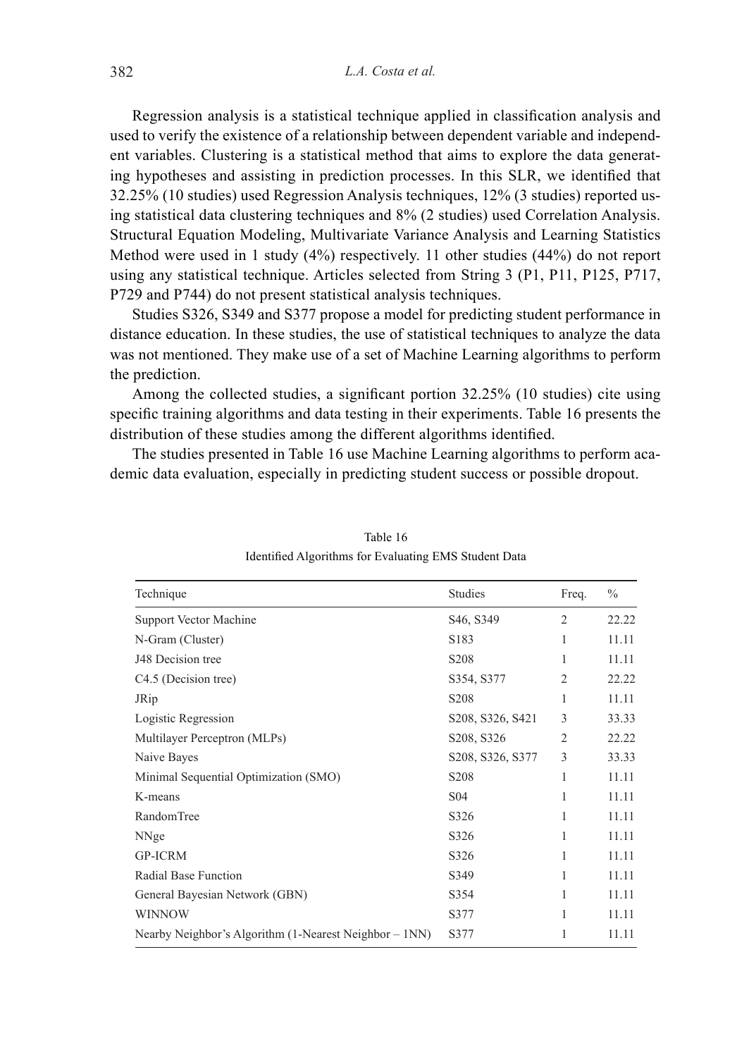Regression analysis is a statistical technique applied in classification analysis and used to verify the existence of a relationship between dependent variable and independent variables. Clustering is a statistical method that aims to explore the data generating hypotheses and assisting in prediction processes. In this SLR, we identified that 32.25% (10 studies) used Regression Analysis techniques, 12% (3 studies) reported using statistical data clustering techniques and 8% (2 studies) used Correlation Analysis. Structural Equation Modeling, Multivariate Variance Analysis and Learning Statistics Method were used in 1 study (4%) respectively. 11 other studies (44%) do not report using any statistical technique. Articles selected from String 3 (P1, P11, P125, P717, P729 and P744) do not present statistical analysis techniques.

Studies S326, S349 and S377 propose a model for predicting student performance in distance education. In these studies, the use of statistical techniques to analyze the data was not mentioned. They make use of a set of Machine Learning algorithms to perform the prediction.

Among the collected studies, a significant portion 32.25% (10 studies) cite using specific training algorithms and data testing in their experiments. Table 16 presents the distribution of these studies among the different algorithms identified.

The studies presented in Table 16 use Machine Learning algorithms to perform academic data evaluation, especially in predicting student success or possible dropout.

Table 16
Identified Algorithms for Evaluating EMS Student Data

| Technique | Studies | Freq. | % |
|---|---|---|---|
| Support Vector Machine | S46, S349 | 2 | 22.22 |
| N-Gram (Cluster) | S183 | 1 | 11.11 |
| J48 Decision tree | S208 | 1 | 11.11 |
| C4.5 (Decision tree) | S354, S377 | 2 | 22.22 |
| JRip | S208 | 1 | 11.11 |
| Logistic Regression | S208, S326, S421 | 3 | 33.33 |
| Multilayer Perceptron (MLPs) | S208, S326 | 2 | 22.22 |
| Naive Bayes | S208, S326, S377 | 3 | 33.33 |
| Minimal Sequential Optimization (SMO) | S208 | 1 | 11.11 |
| K-means | S04 | 1 | 11.11 |
| RandomTree | S326 | 1 | 11.11 |
| NNge | S326 | 1 | 11.11 |
| GP-ICRM | S326 | 1 | 11.11 |
| Radial Base Function | S349 | 1 | 11.11 |
| General Bayesian Network (GBN) | S354 | 1 | 11.11 |
| WINNOW | S377 | 1 | 11.11 |
| Nearby Neighbor's Algorithm (1-Nearest Neighbor – 1NN) | S377 | 1 | 11.11 |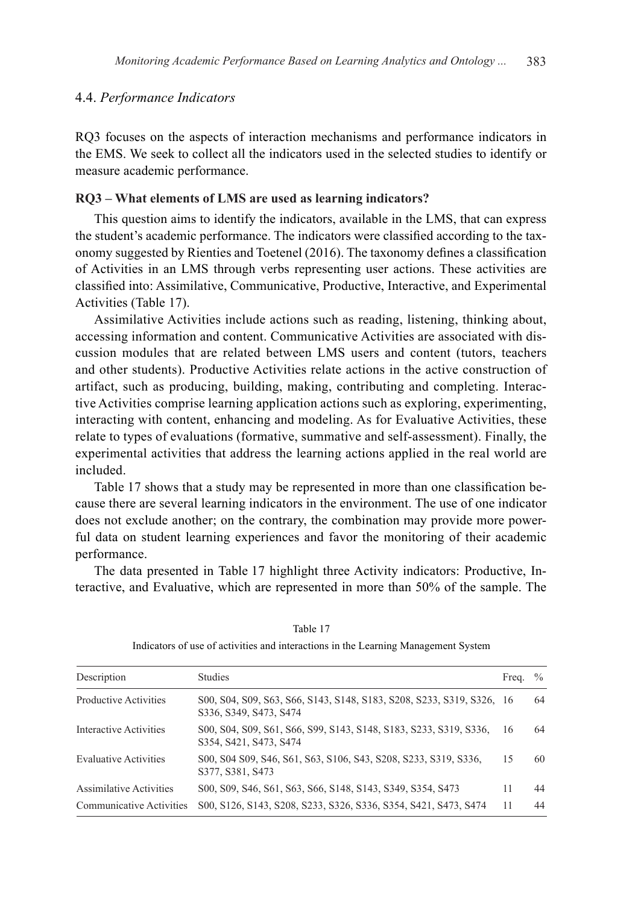## 4.4. *Performance Indicators*

RQ3 focuses on the aspects of interaction mechanisms and performance indicators in the EMS. We seek to collect all the indicators used in the selected studies to identify or measure academic performance.

**RQ3 – What elements of LMS are used as learning indicators?**

This question aims to identify the indicators, available in the LMS, that can express the student's academic performance. The indicators were classified according to the taxonomy suggested by Rienties and Toetenel (2016). The taxonomy defines a classification of Activities in an LMS through verbs representing user actions. These activities are classified into: Assimilative, Communicative, Productive, Interactive, and Experimental Activities (Table 17).

Assimilative Activities include actions such as reading, listening, thinking about, accessing information and content. Communicative Activities are associated with discussion modules that are related between LMS users and content (tutors, teachers and other students). Productive Activities relate actions in the active construction of artifact, such as producing, building, making, contributing and completing. Interactive Activities comprise learning application actions such as exploring, experimenting, interacting with content, enhancing and modeling. As for Evaluative Activities, these relate to types of evaluations (formative, summative and self-assessment). Finally, the experimental activities that address the learning actions applied in the real world are included.

Table 17 shows that a study may be represented in more than one classification because there are several learning indicators in the environment. The use of one indicator does not exclude another; on the contrary, the combination may provide more powerful data on student learning experiences and favor the monitoring of their academic performance.

The data presented in Table 17 highlight three Activity indicators: Productive, Interactive, and Evaluative, which are represented in more than 50% of the sample. The

Table 17

Indicators of use of activities and interactions in the Learning Management System

| Description | Studies | Freq. | % |
|---|---|---|---|
| Productive Activities | S00, S04, S09, S63, S66, S143, S148, S183, S208, S233, S319, S326, S336, S349, S473, S474 | 16 | 64 |
| Interactive Activities | S00, S04, S09, S61, S66, S99, S143, S148, S183, S233, S319, S336, S354, S421, S473, S474 | 16 | 64 |
| Evaluative Activities | S00, S04 S09, S46, S61, S63, S106, S43, S208, S233, S319, S336, S377, S381, S473 | 15 | 60 |
| Assimilative Activities | S00, S09, S46, S61, S63, S66, S148, S143, S349, S354, S473 | 11 | 44 |
| Communicative Activities | S00, S126, S143, S208, S233, S326, S336, S354, S421, S473, S474 | 11 | 44 |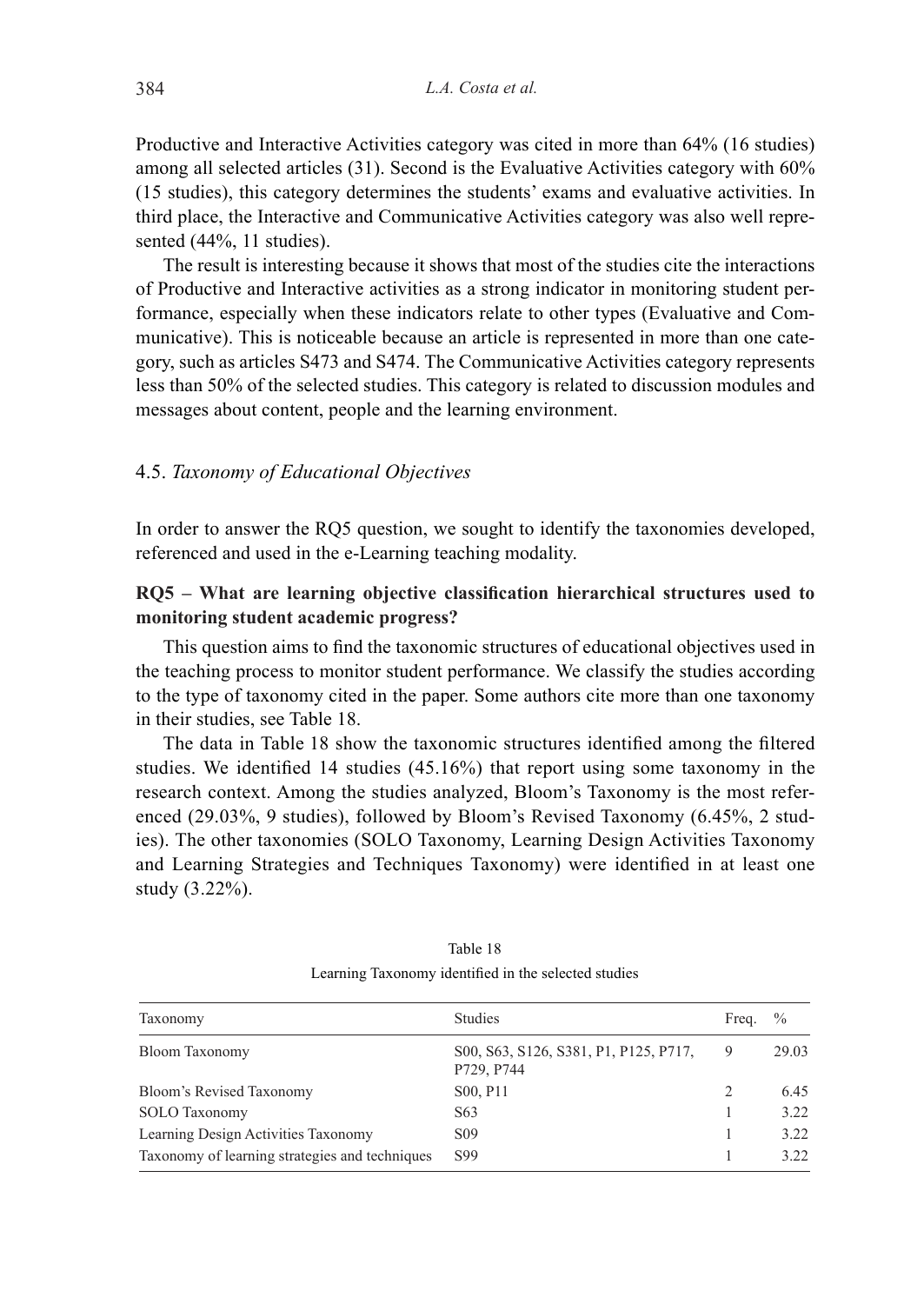Productive and Interactive Activities category was cited in more than 64% (16 studies) among all selected articles (31). Second is the Evaluative Activities category with 60% (15 studies), this category determines the students' exams and evaluative activities. In third place, the Interactive and Communicative Activities category was also well represented (44%, 11 studies).

The result is interesting because it shows that most of the studies cite the interactions of Productive and Interactive activities as a strong indicator in monitoring student performance, especially when these indicators relate to other types (Evaluative and Communicative). This is noticeable because an article is represented in more than one category, such as articles S473 and S474. The Communicative Activities category represents less than 50% of the selected studies. This category is related to discussion modules and messages about content, people and the learning environment.

### 4.5. *Taxonomy of Educational Objectives*

In order to answer the RQ5 question, we sought to identify the taxonomies developed, referenced and used in the e-Learning teaching modality.

**RQ5 – What are learning objective classification hierarchical structures used to monitoring student academic progress?**

This question aims to find the taxonomic structures of educational objectives used in the teaching process to monitor student performance. We classify the studies according to the type of taxonomy cited in the paper. Some authors cite more than one taxonomy in their studies, see Table 18.

The data in Table 18 show the taxonomic structures identified among the filtered studies. We identified 14 studies (45.16%) that report using some taxonomy in the research context. Among the studies analyzed, Bloom's Taxonomy is the most referenced (29.03%, 9 studies), followed by Bloom's Revised Taxonomy (6.45%, 2 studies). The other taxonomies (SOLO Taxonomy, Learning Design Activities Taxonomy and Learning Strategies and Techniques Taxonomy) were identified in at least one study (3.22%).

Table 18

Learning Taxonomy identified in the selected studies

| Taxonomy | Studies | Freq. | % |
|---|---|---|---|
| Bloom Taxonomy | S00, S63, S126, S381, P1, P125, P717, P729, P744 | 9 | 29.03 |
| Bloom's Revised Taxonomy | S00, P11 | 2 | 6.45 |
| SOLO Taxonomy | S63 | 1 | 3.22 |
| Learning Design Activities Taxonomy | S09 | 1 | 3.22 |
| Taxonomy of learning strategies and techniques | S99 | 1 | 3.22 |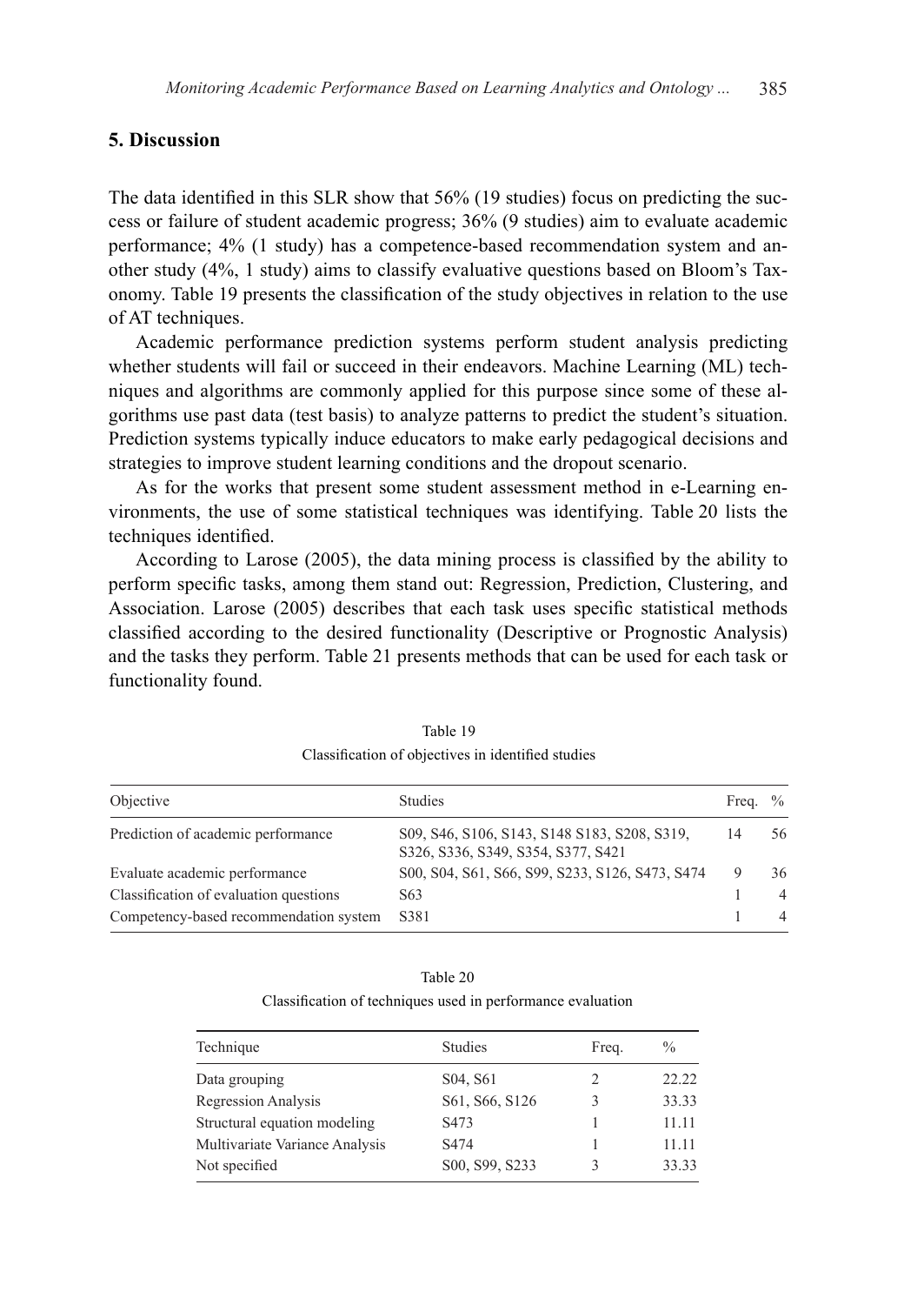## 5. Discussion

The data identified in this SLR show that 56% (19 studies) focus on predicting the success or failure of student academic progress; 36% (9 studies) aim to evaluate academic performance; 4% (1 study) has a competence-based recommendation system and another study (4%, 1 study) aims to classify evaluative questions based on Bloom's Taxonomy. Table 19 presents the classification of the study objectives in relation to the use of AT techniques.

Academic performance prediction systems perform student analysis predicting whether students will fail or succeed in their endeavors. Machine Learning (ML) techniques and algorithms are commonly applied for this purpose since some of these algorithms use past data (test basis) to analyze patterns to predict the student's situation. Prediction systems typically induce educators to make early pedagogical decisions and strategies to improve student learning conditions and the dropout scenario.

As for the works that present some student assessment method in e-Learning environments, the use of some statistical techniques was identifying. Table 20 lists the techniques identified.

According to Larose (2005), the data mining process is classified by the ability to perform specific tasks, among them stand out: Regression, Prediction, Clustering, and Association. Larose (2005) describes that each task uses specific statistical methods classified according to the desired functionality (Descriptive or Prognostic Analysis) and the tasks they perform. Table 21 presents methods that can be used for each task or functionality found.

Table 19

Classification of objectives in identified studies

| Objective | Studies | Freq. | % |
|---|---|---|---|
| Prediction of academic performance | S09, S46, S106, S143, S148 S183, S208, S319, S326, S336, S349, S354, S377, S421 | 14 | 56 |
| Evaluate academic performance | S00, S04, S61, S66, S99, S233, S126, S473, S474 | 9 | 36 |
| Classification of evaluation questions | S63 | 1 | 4 |
| Competency-based recommendation system | S381 | 1 | 4 |

Table 20

Classification of techniques used in performance evaluation

| Technique | Studies | Freq. | % |
|---|---|---|---|
| Data grouping | S04, S61 | 2 | 22.22 |
| Regression Analysis | S61, S66, S126 | 3 | 33.33 |
| Structural equation modeling | S473 | 1 | 11.11 |
| Multivariate Variance Analysis | S474 | 1 | 11.11 |
| Not specified | S00, S99, S233 | 3 | 33.33 |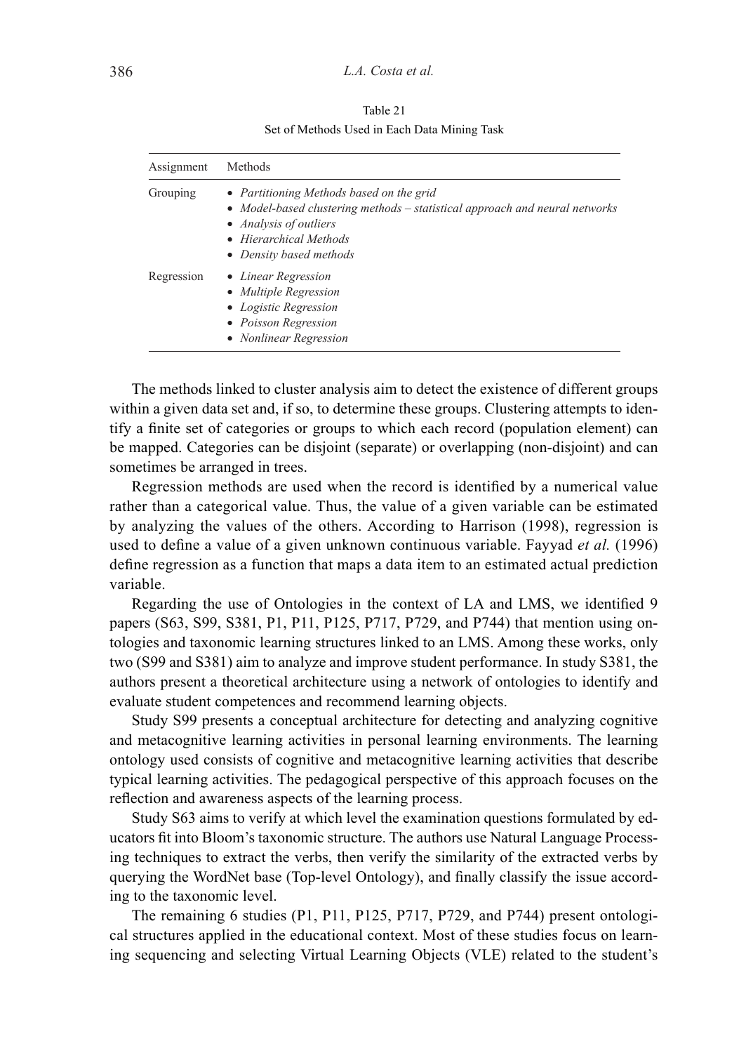Table 21

Set of Methods Used in Each Data Mining Task

| Assignment | Methods |
| --- | --- |
| Grouping | • *Partitioning Methods based on the grid*<br>• *Model-based clustering methods – statistical approach and neural networks*<br>• *Analysis of outliers*<br>• *Hierarchical Methods*<br>• *Density based methods* |
| Regression | • *Linear Regression*<br>• *Multiple Regression*<br>• *Logistic Regression*<br>• *Poisson Regression*<br>• *Nonlinear Regression* |

The methods linked to cluster analysis aim to detect the existence of different groups within a given data set and, if so, to determine these groups. Clustering attempts to identify a finite set of categories or groups to which each record (population element) can be mapped. Categories can be disjoint (separate) or overlapping (non-disjoint) and can sometimes be arranged in trees.

Regression methods are used when the record is identified by a numerical value rather than a categorical value. Thus, the value of a given variable can be estimated by analyzing the values of the others. According to Harrison (1998), regression is used to define a value of a given unknown continuous variable. Fayyad *et al.* (1996) define regression as a function that maps a data item to an estimated actual prediction variable.

Regarding the use of Ontologies in the context of LA and LMS, we identified 9 papers (S63, S99, S381, P1, P11, P125, P717, P729, and P744) that mention using ontologies and taxonomic learning structures linked to an LMS. Among these works, only two (S99 and S381) aim to analyze and improve student performance. In study S381, the authors present a theoretical architecture using a network of ontologies to identify and evaluate student competences and recommend learning objects.

Study S99 presents a conceptual architecture for detecting and analyzing cognitive and metacognitive learning activities in personal learning environments. The learning ontology used consists of cognitive and metacognitive learning activities that describe typical learning activities. The pedagogical perspective of this approach focuses on the reflection and awareness aspects of the learning process.

Study S63 aims to verify at which level the examination questions formulated by educators fit into Bloom's taxonomic structure. The authors use Natural Language Processing techniques to extract the verbs, then verify the similarity of the extracted verbs by querying the WordNet base (Top-level Ontology), and finally classify the issue according to the taxonomic level.

The remaining 6 studies (P1, P11, P125, P717, P729, and P744) present ontological structures applied in the educational context. Most of these studies focus on learning sequencing and selecting Virtual Learning Objects (VLE) related to the student's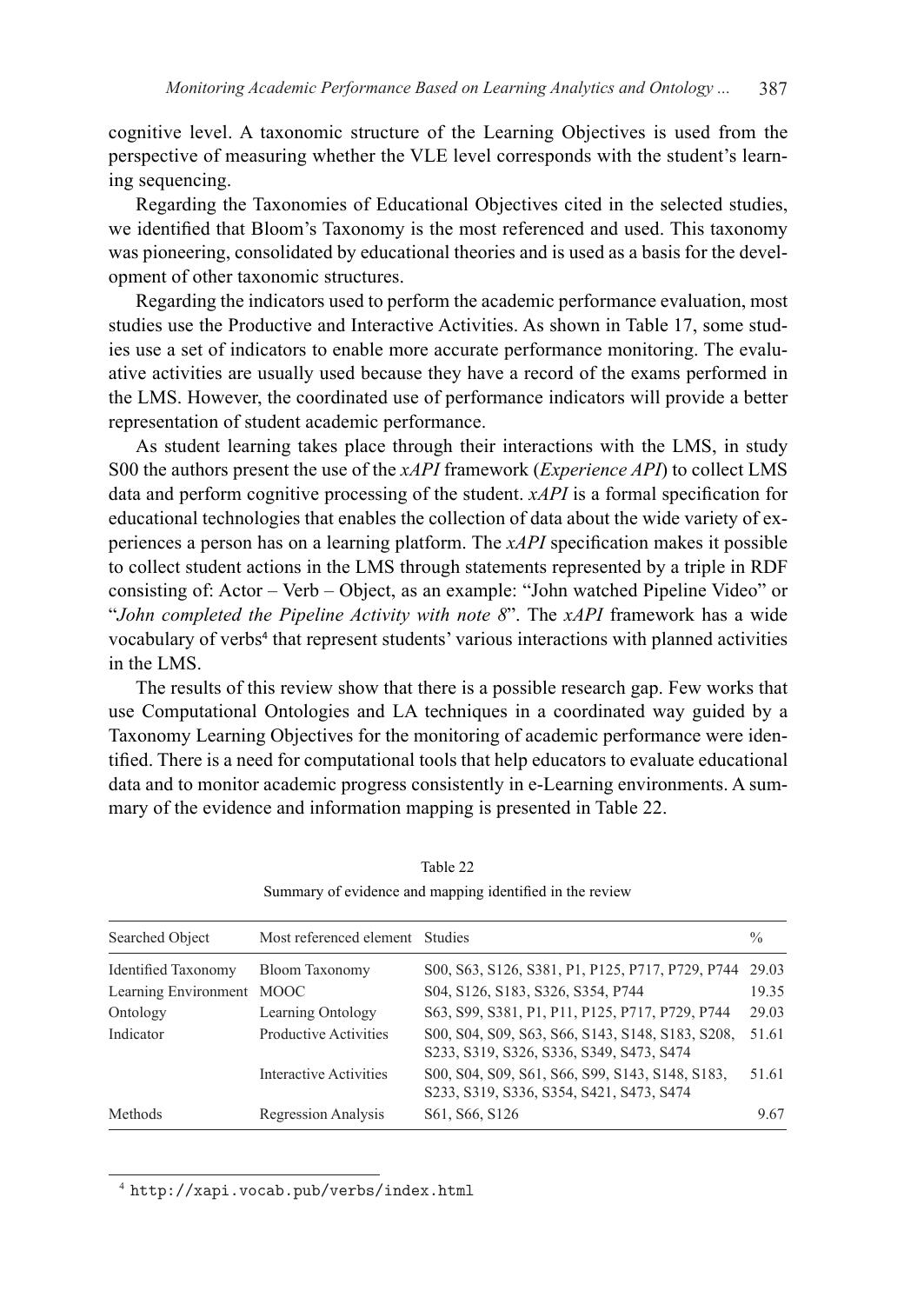cognitive level. A taxonomic structure of the Learning Objectives is used from the perspective of measuring whether the VLE level corresponds with the student's learning sequencing.

Regarding the Taxonomies of Educational Objectives cited in the selected studies, we identified that Bloom's Taxonomy is the most referenced and used. This taxonomy was pioneering, consolidated by educational theories and is used as a basis for the development of other taxonomic structures.

Regarding the indicators used to perform the academic performance evaluation, most studies use the Productive and Interactive Activities. As shown in Table 17, some studies use a set of indicators to enable more accurate performance monitoring. The evaluative activities are usually used because they have a record of the exams performed in the LMS. However, the coordinated use of performance indicators will provide a better representation of student academic performance.

As student learning takes place through their interactions with the LMS, in study S00 the authors present the use of the *xAPI* framework (*Experience API*) to collect LMS data and perform cognitive processing of the student. *xAPI* is a formal specification for educational technologies that enables the collection of data about the wide variety of experiences a person has on a learning platform. The *xAPI* specification makes it possible to collect student actions in the LMS through statements represented by a triple in RDF consisting of: Actor – Verb – Object, as an example: "John watched Pipeline Video" or "*John completed the Pipeline Activity with note 8*". The *xAPI* framework has a wide vocabulary of verbs[4] that represent students' various interactions with planned activities in the LMS.

The results of this review show that there is a possible research gap. Few works that use Computational Ontologies and LA techniques in a coordinated way guided by a Taxonomy Learning Objectives for the monitoring of academic performance were identified. There is a need for computational tools that help educators to evaluate educational data and to monitor academic progress consistently in e-Learning environments. A summary of the evidence and information mapping is presented in Table 22.

Table 22

Summary of evidence and mapping identified in the review

| Searched Object | Most referenced element | Studies | % |
|---|---|---|---|
| Identified Taxonomy | Bloom Taxonomy | S00, S63, S126, S381, P1, P125, P717, P729, P744 | 29.03 |
| Learning Environment | MOOC | S04, S126, S183, S326, S354, P744 | 19.35 |
| Ontology | Learning Ontology | S63, S99, S381, P1, P11, P125, P717, P729, P744 | 29.03 |
| Indicator | Productive Activities | S00, S04, S09, S63, S66, S143, S148, S183, S208, S233, S319, S326, S336, S349, S473, S474 | 51.61 |
| | Interactive Activities | S00, S04, S09, S61, S66, S99, S143, S148, S183, S233, S319, S336, S354, S421, S473, S474 | 51.61 |
| Methods | Regression Analysis | S61, S66, S126 | 9.67 |

[4] http://xapi.vocab.pub/verbs/index.html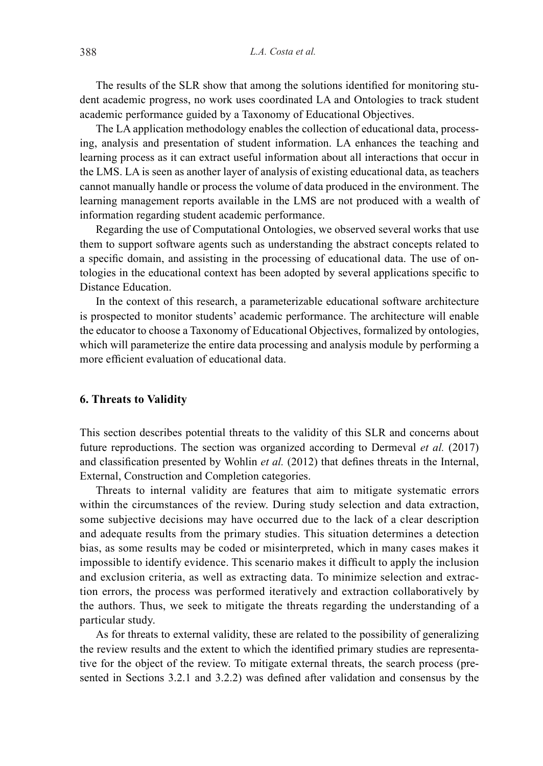The results of the SLR show that among the solutions identified for monitoring student academic progress, no work uses coordinated LA and Ontologies to track student academic performance guided by a Taxonomy of Educational Objectives.

The LA application methodology enables the collection of educational data, processing, analysis and presentation of student information. LA enhances the teaching and learning process as it can extract useful information about all interactions that occur in the LMS. LA is seen as another layer of analysis of existing educational data, as teachers cannot manually handle or process the volume of data produced in the environment. The learning management reports available in the LMS are not produced with a wealth of information regarding student academic performance.

Regarding the use of Computational Ontologies, we observed several works that use them to support software agents such as understanding the abstract concepts related to a specific domain, and assisting in the processing of educational data. The use of ontologies in the educational context has been adopted by several applications specific to Distance Education.

In the context of this research, a parameterizable educational software architecture is prospected to monitor students' academic performance. The architecture will enable the educator to choose a Taxonomy of Educational Objectives, formalized by ontologies, which will parameterize the entire data processing and analysis module by performing a more efficient evaluation of educational data.

## 6. Threats to Validity

This section describes potential threats to the validity of this SLR and concerns about future reproductions. The section was organized according to Dermeval *et al.* (2017) and classification presented by Wohlin *et al.* (2012) that defines threats in the Internal, External, Construction and Completion categories.

Threats to internal validity are features that aim to mitigate systematic errors within the circumstances of the review. During study selection and data extraction, some subjective decisions may have occurred due to the lack of a clear description and adequate results from the primary studies. This situation determines a detection bias, as some results may be coded or misinterpreted, which in many cases makes it impossible to identify evidence. This scenario makes it difficult to apply the inclusion and exclusion criteria, as well as extracting data. To minimize selection and extraction errors, the process was performed iteratively and extraction collaboratively by the authors. Thus, we seek to mitigate the threats regarding the understanding of a particular study.

As for threats to external validity, these are related to the possibility of generalizing the review results and the extent to which the identified primary studies are representative for the object of the review. To mitigate external threats, the search process (presented in Sections 3.2.1 and 3.2.2) was defined after validation and consensus by the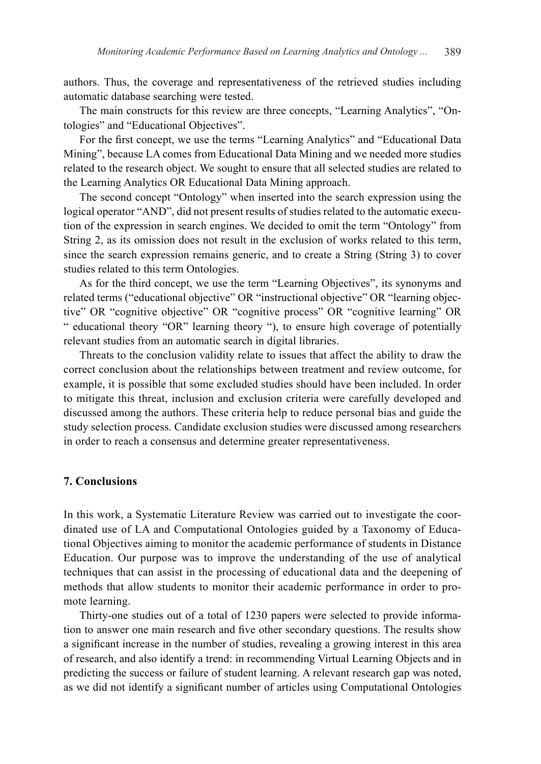authors. Thus, the coverage and representativeness of the retrieved studies including automatic database searching were tested.

The main constructs for this review are three concepts, "Learning Analytics", "Ontologies" and "Educational Objectives".

For the first concept, we use the terms "Learning Analytics" and "Educational Data Mining", because LA comes from Educational Data Mining and we needed more studies related to the research object. We sought to ensure that all selected studies are related to the Learning Analytics OR Educational Data Mining approach.

The second concept "Ontology" when inserted into the search expression using the logical operator "AND", did not present results of studies related to the automatic execution of the expression in search engines. We decided to omit the term "Ontology" from String 2, as its omission does not result in the exclusion of works related to this term, since the search expression remains generic, and to create a String (String 3) to cover studies related to this term Ontologies.

As for the third concept, we use the term "Learning Objectives", its synonyms and related terms ("educational objective" OR "instructional objective" OR "learning objective" OR "cognitive objective" OR "cognitive process" OR "cognitive learning" OR " educational theory "OR" learning theory "), to ensure high coverage of potentially relevant studies from an automatic search in digital libraries.

Threats to the conclusion validity relate to issues that affect the ability to draw the correct conclusion about the relationships between treatment and review outcome, for example, it is possible that some excluded studies should have been included. In order to mitigate this threat, inclusion and exclusion criteria were carefully developed and discussed among the authors. These criteria help to reduce personal bias and guide the study selection process. Candidate exclusion studies were discussed among researchers in order to reach a consensus and determine greater representativeness.

## 7. Conclusions

In this work, a Systematic Literature Review was carried out to investigate the coordinated use of LA and Computational Ontologies guided by a Taxonomy of Educational Objectives aiming to monitor the academic performance of students in Distance Education. Our purpose was to improve the understanding of the use of analytical techniques that can assist in the processing of educational data and the deepening of methods that allow students to monitor their academic performance in order to promote learning.

Thirty-one studies out of a total of 1230 papers were selected to provide information to answer one main research and five other secondary questions. The results show a significant increase in the number of studies, revealing a growing interest in this area of research, and also identify a trend: in recommending Virtual Learning Objects and in predicting the success or failure of student learning. A relevant research gap was noted, as we did not identify a significant number of articles using Computational Ontologies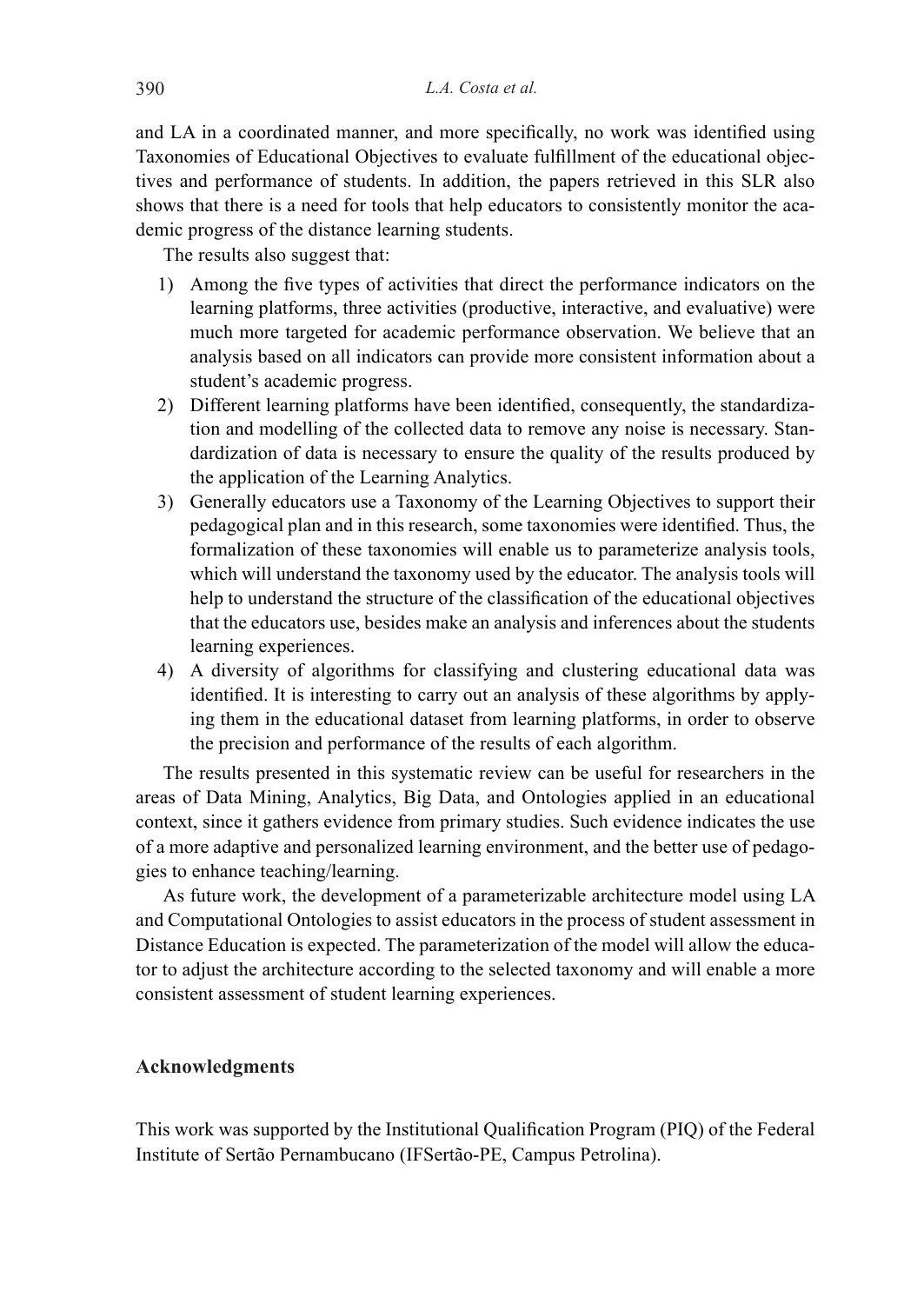and LA in a coordinated manner, and more specifically, no work was identified using Taxonomies of Educational Objectives to evaluate fulfillment of the educational objectives and performance of students. In addition, the papers retrieved in this SLR also shows that there is a need for tools that help educators to consistently monitor the academic progress of the distance learning students.

The results also suggest that:

1) Among the five types of activities that direct the performance indicators on the learning platforms, three activities (productive, interactive, and evaluative) were much more targeted for academic performance observation. We believe that an analysis based on all indicators can provide more consistent information about a student's academic progress.
2) Different learning platforms have been identified, consequently, the standardization and modelling of the collected data to remove any noise is necessary. Standardization of data is necessary to ensure the quality of the results produced by the application of the Learning Analytics.
3) Generally educators use a Taxonomy of the Learning Objectives to support their pedagogical plan and in this research, some taxonomies were identified. Thus, the formalization of these taxonomies will enable us to parameterize analysis tools, which will understand the taxonomy used by the educator. The analysis tools will help to understand the structure of the classification of the educational objectives that the educators use, besides make an analysis and inferences about the students learning experiences.
4) A diversity of algorithms for classifying and clustering educational data was identified. It is interesting to carry out an analysis of these algorithms by applying them in the educational dataset from learning platforms, in order to observe the precision and performance of the results of each algorithm.

The results presented in this systematic review can be useful for researchers in the areas of Data Mining, Analytics, Big Data, and Ontologies applied in an educational context, since it gathers evidence from primary studies. Such evidence indicates the use of a more adaptive and personalized learning environment, and the better use of pedagogies to enhance teaching/learning.

As future work, the development of a parameterizable architecture model using LA and Computational Ontologies to assist educators in the process of student assessment in Distance Education is expected. The parameterization of the model will allow the educator to adjust the architecture according to the selected taxonomy and will enable a more consistent assessment of student learning experiences.

## Acknowledgments

This work was supported by the Institutional Qualification Program (PIQ) of the Federal Institute of Sertão Pernambucano (IFSertão-PE, Campus Petrolina).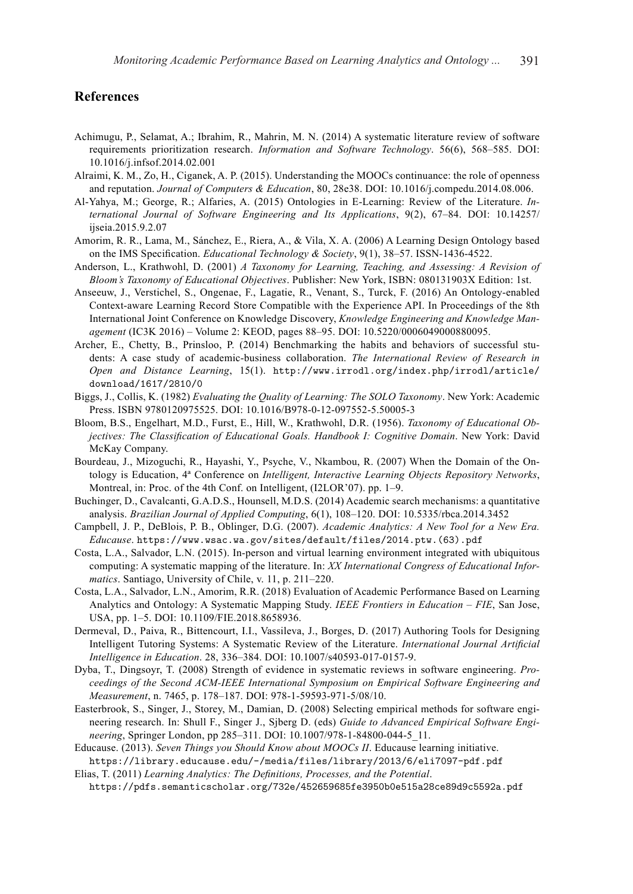## References

Achimugu, P., Selamat, A.; Ibrahim, R., Mahrin, M. N. (2014) A systematic literature review of software requirements prioritization research. *Information and Software Technology*. 56(6), 568–585. DOI: 10.1016/j.infsof.2014.02.001

Alraimi, K. M., Zo, H., Ciganek, A. P. (2015). Understanding the MOOCs continuance: the role of openness and reputation. *Journal of Computers & Education*, 80, 28e38. DOI: 10.1016/j.compedu.2014.08.006.

Al-Yahya, M.; George, R.; Alfaries, A. (2015) Ontologies in E-Learning: Review of the Literature. *International Journal of Software Engineering and Its Applications*, 9(2), 67–84. DOI: 10.14257/ijseia.2015.9.2.07

Amorim, R. R., Lama, M., Sánchez, E., Riera, A., & Vila, X. A. (2006) A Learning Design Ontology based on the IMS Specification. *Educational Technology & Society*, 9(1), 38–57. ISSN-1436-4522.

Anderson, L., Krathwohl, D. (2001) *A Taxonomy for Learning, Teaching, and Assessing: A Revision of Bloom's Taxonomy of Educational Objectives*. Publisher: New York, ISBN: 080131903X Edition: 1st.

Anseeuw, J., Verstichel, S., Ongenae, F., Lagatie, R., Venant, S., Turck, F. (2016) An Ontology-enabled Context-aware Learning Record Store Compatible with the Experience API. In Proceedings of the 8th International Joint Conference on Knowledge Discovery, *Knowledge Engineering and Knowledge Management* (IC3K 2016) – Volume 2: KEOD, pages 88–95. DOI: 10.5220/0006049000880095.

Archer, E., Chetty, B., Prinsloo, P. (2014) Benchmarking the habits and behaviors of successful students: A case study of academic-business collaboration. *The International Review of Research in Open and Distance Learning*, 15(1). http://www.irrodl.org/index.php/irrodl/article/download/1617/2810/0

Biggs, J., Collis, K. (1982) *Evaluating the Quality of Learning: The SOLO Taxonomy*. New York: Academic Press. ISBN 9780120975525. DOI: 10.1016/B978-0-12-097552-5.50005-3

Bloom, B.S., Engelhart, M.D., Furst, E., Hill, W., Krathwohl, D.R. (1956). *Taxonomy of Educational Objectives: The Classification of Educational Goals. Handbook I: Cognitive Domain*. New York: David McKay Company.

Bourdeau, J., Mizoguchi, R., Hayashi, Y., Psyche, V., Nkambou, R. (2007) When the Domain of the Ontology is Education, 4ª Conference on *Intelligent, Interactive Learning Objects Repository Networks*, Montreal, in: Proc. of the 4th Conf. on Intelligent, (I2LOR'07). pp. 1–9.

Buchinger, D., Cavalcanti, G.A.D.S., Hounsell, M.D.S. (2014) Academic search mechanisms: a quantitative analysis. *Brazilian Journal of Applied Computing*, 6(1), 108–120. DOI: 10.5335/rbca.2014.3452

Campbell, J. P., DeBlois, P. B., Oblinger, D.G. (2007). *Academic Analytics: A New Tool for a New Era. Educause*. https://www.wsac.wa.gov/sites/default/files/2014.ptw.(63).pdf

Costa, L.A., Salvador, L.N. (2015). In-person and virtual learning environment integrated with ubiquitous computing: A systematic mapping of the literature. In: *XX International Congress of Educational Informatics*. Santiago, University of Chile, v. 11, p. 211–220.

Costa, L.A., Salvador, L.N., Amorim, R.R. (2018) Evaluation of Academic Performance Based on Learning Analytics and Ontology: A Systematic Mapping Study. *IEEE Frontiers in Education – FIE*, San Jose, USA, pp. 1–5. DOI: 10.1109/FIE.2018.8658936.

Dermeval, D., Paiva, R., Bittencourt, I.I., Vassileva, J., Borges, D. (2017) Authoring Tools for Designing Intelligent Tutoring Systems: A Systematic Review of the Literature. *International Journal Artificial Intelligence in Education*. 28, 336–384. DOI: 10.1007/s40593-017-0157-9.

Dyba, T., Dingsoyr, T. (2008) Strength of evidence in systematic reviews in software engineering. *Proceedings of the Second ACM-IEEE International Symposium on Empirical Software Engineering and Measurement*, n. 7465, p. 178–187. DOI: 978-1-59593-971-5/08/10.

Easterbrook, S., Singer, J., Storey, M., Damian, D. (2008) Selecting empirical methods for software engineering research. In: Shull F., Singer J., Sjberg D. (eds) *Guide to Advanced Empirical Software Engineering*, Springer London, pp 285–311. DOI: 10.1007/978-1-84800-044-5_11.

Educause. (2013). *Seven Things you Should Know about MOOCs II*. Educause learning initiative. https://library.educause.edu/-/media/files/library/2013/6/eli7097-pdf.pdf

Elias, T. (2011) *Learning Analytics: The Definitions, Processes, and the Potential*. https://pdfs.semanticscholar.org/732e/452659685fe3950b0e515a28ce89d9c5592a.pdf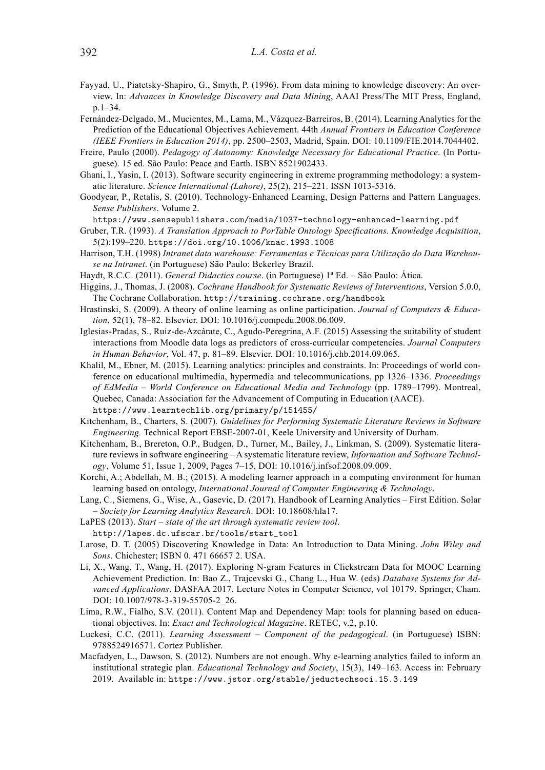Fayyad, U., Piatetsky-Shapiro, G., Smyth, P. (1996). From data mining to knowledge discovery: An overview. In: *Advances in Knowledge Discovery and Data Mining*, AAAI Press/The MIT Press, England, p.1–34.

Fernández-Delgado, M., Mucientes, M., Lama, M., Vázquez-Barreiros, B. (2014). Learning Analytics for the Prediction of the Educational Objectives Achievement. 44th *Annual Frontiers in Education Conference (IEEE Frontiers in Education 2014)*, pp. 2500–2503, Madrid, Spain. DOI: 10.1109/FIE.2014.7044402.

Freire, Paulo (2000). *Pedagogy of Autonomy: Knowledge Necessary for Educational Practice*. (In Portuguese). 15 ed. São Paulo: Peace and Earth. ISBN 8521902433.

Ghani, I., Yasin, I. (2013). Software security engineering in extreme programming methodology: a systematic literature. *Science International (Lahore)*, 25(2), 215–221. ISSN 1013-5316.

Goodyear, P., Retalis, S. (2010). Technology-Enhanced Learning, Design Patterns and Pattern Languages. *Sense Publishers*. Volume 2. https://www.sensepublishers.com/media/1037-technology-enhanced-learning.pdf

Gruber, T.R. (1993). *A Translation Approach to PorTable Ontology Specifications. Knowledge Acquisition*, 5(2):199–220. https://doi.org/10.1006/knac.1993.1008

Harrison, T.H. (1998) *Intranet data warehouse: Ferramentas e Técnicas para Utilização do Data Warehouse na Intranet*. (in Portuguese) São Paulo: Bekerley Brazil.

Haydt, R.C.C. (2011). *General Didactics course*. (in Portuguese) 1ª Ed. – São Paulo: Ática.

Higgins, J., Thomas, J. (2008). *Cochrane Handbook for Systematic Reviews of Interventions*, Version 5.0.0, The Cochrane Collaboration. http://training.cochrane.org/handbook

Hrastinski, S. (2009). A theory of online learning as online participation. *Journal of Computers & Education*, 52(1), 78–82. Elsevier. DOI: 10.1016/j.compedu.2008.06.009.

Iglesias-Pradas, S., Ruiz-de-Azcárate, C., Agudo-Peregrina, A.F. (2015) Assessing the suitability of student interactions from Moodle data logs as predictors of cross-curricular competencies. *Journal Computers in Human Behavior*, Vol. 47, p. 81–89. Elsevier. DOI: 10.1016/j.chb.2014.09.065.

Khalil, M., Ebner, M. (2015). Learning analytics: principles and constraints. In: Proceedings of world conference on educational multimedia, hypermedia and telecommunications, pp 1326–1336. *Proceedings of EdMedia – World Conference on Educational Media and Technology* (pp. 1789–1799). Montreal, Quebec, Canada: Association for the Advancement of Computing in Education (AACE). https://www.learntechlib.org/primary/p/151455/

Kitchenham, B., Charters, S. (2007). *Guidelines for Performing Systematic Literature Reviews in Software Engineering.* Technical Report EBSE-2007-01, Keele University and University of Durham.

Kitchenham, B., Brereton, O.P., Budgen, D., Turner, M., Bailey, J., Linkman, S. (2009). Systematic literature reviews in software engineering – A systematic literature review, *Information and Software Technology*, Volume 51, Issue 1, 2009, Pages 7–15, DOI: 10.1016/j.infsof.2008.09.009.

Korchi, A.; Abdellah, M. B.; (2015). A modeling learner approach in a computing environment for human learning based on ontology, *International Journal of Computer Engineering & Technology*.

Lang, C., Siemens, G., Wise, A., Gasevic, D. (2017). Handbook of Learning Analytics – First Edition. Solar – *Society for Learning Analytics Research*. DOI: 10.18608/hla17.

LaPES (2013). *Start – state of the art through systematic review tool*. http://lapes.dc.ufscar.br/tools/start_tool

Larose, D. T. (2005) Discovering Knowledge in Data: An Introduction to Data Mining. *John Wiley and Sons*. Chichester; ISBN 0. 471 66657 2. USA.

Li, X., Wang, T., Wang, H. (2017). Exploring N-gram Features in Clickstream Data for MOOC Learning Achievement Prediction. In: Bao Z., Trajcevski G., Chang L., Hua W. (eds) *Database Systems for Advanced Applications*. DASFAA 2017. Lecture Notes in Computer Science, vol 10179. Springer, Cham. DOI: 10.1007/978-3-319-55705-2_26.

Lima, R.W., Fialho, S.V. (2011). Content Map and Dependency Map: tools for planning based on educational objectives. In: *Exact and Technological Magazine*. RETEC, v.2, p.10.

Luckesi, C.C. (2011). *Learning Assessment – Component of the pedagogical*. (in Portuguese) ISBN: 9788524916571. Cortez Publisher.

Macfadyen, L., Dawson, S. (2012). Numbers are not enough. Why e-learning analytics failed to inform an institutional strategic plan. *Educational Technology and Society*, 15(3), 149–163. Access in: February 2019. Available in: https://www.jstor.org/stable/jeductechsoci.15.3.149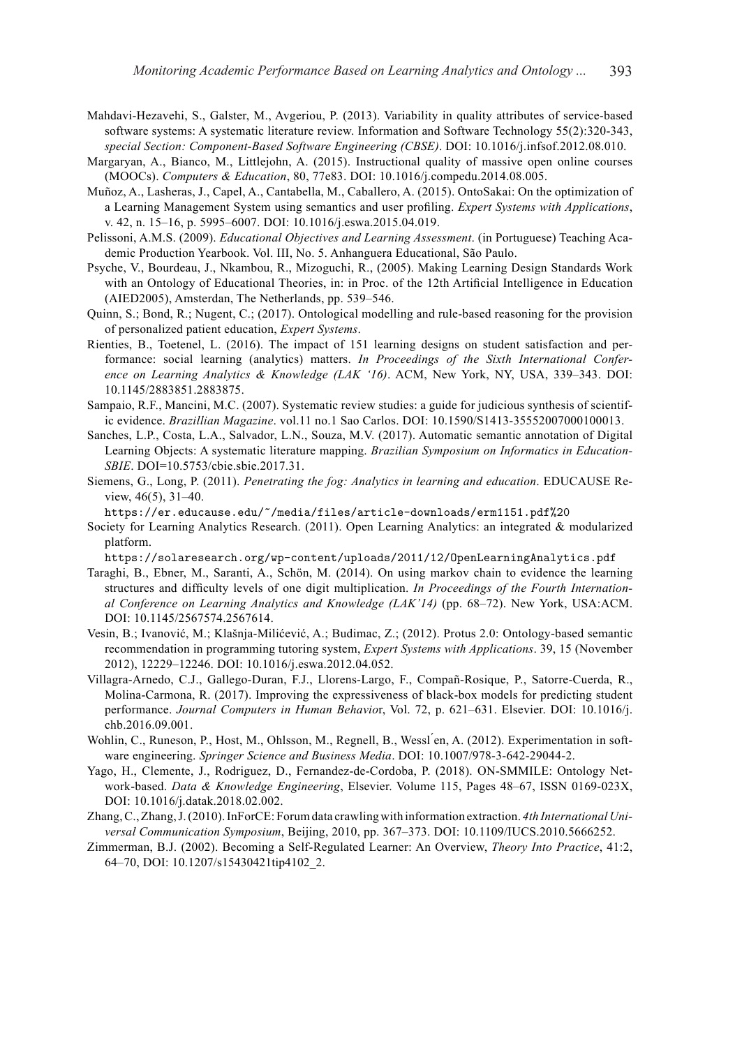Mahdavi-Hezavehi, S., Galster, M., Avgeriou, P. (2013). Variability in quality attributes of service-based software systems: A systematic literature review. Information and Software Technology 55(2):320-343, *special Section: Component-Based Software Engineering (CBSE)*. DOI: 10.1016/j.infsof.2012.08.010.

Margaryan, A., Bianco, M., Littlejohn, A. (2015). Instructional quality of massive open online courses (MOOCs). *Computers & Education*, 80, 77e83. DOI: 10.1016/j.compedu.2014.08.005.

Muñoz, A., Lasheras, J., Capel, A., Cantabella, M., Caballero, A. (2015). OntoSakai: On the optimization of a Learning Management System using semantics and user profiling. *Expert Systems with Applications*, v. 42, n. 15–16, p. 5995–6007. DOI: 10.1016/j.eswa.2015.04.019.

Pelissoni, A.M.S. (2009). *Educational Objectives and Learning Assessment*. (in Portuguese) Teaching Academic Production Yearbook. Vol. III, No. 5. Anhanguera Educational, São Paulo.

Psyche, V., Bourdeau, J., Nkambou, R., Mizoguchi, R., (2005). Making Learning Design Standards Work with an Ontology of Educational Theories, in: in Proc. of the 12th Artificial Intelligence in Education (AIED2005), Amsterdan, The Netherlands, pp. 539–546.

Quinn, S.; Bond, R.; Nugent, C.; (2017). Ontological modelling and rule-based reasoning for the provision of personalized patient education, *Expert Systems*.

Rienties, B., Toetenel, L. (2016). The impact of 151 learning designs on student satisfaction and performance: social learning (analytics) matters. *In Proceedings of the Sixth International Conference on Learning Analytics & Knowledge (LAK '16)*. ACM, New York, NY, USA, 339–343. DOI: 10.1145/2883851.2883875.

Sampaio, R.F., Mancini, M.C. (2007). Systematic review studies: a guide for judicious synthesis of scientific evidence. *Brazillian Magazine*. vol.11 no.1 Sao Carlos. DOI: 10.1590/S1413-35552007000100013.

Sanches, L.P., Costa, L.A., Salvador, L.N., Souza, M.V. (2017). Automatic semantic annotation of Digital Learning Objects: A systematic literature mapping. *Brazilian Symposium on Informatics in Education-SBIE*. DOI=10.5753/cbie.sbie.2017.31.

Siemens, G., Long, P. (2011). *Penetrating the fog: Analytics in learning and education*. EDUCAUSE Review, 46(5), 31–40.
`https://er.educause.edu/~/media/files/article-downloads/erm1151.pdf%20`

Society for Learning Analytics Research. (2011). Open Learning Analytics: an integrated & modularized platform.
`https://solaresearch.org/wp-content/uploads/2011/12/OpenLearningAnalytics.pdf`

Taraghi, B., Ebner, M., Saranti, A., Schön, M. (2014). On using markov chain to evidence the learning structures and difficulty levels of one digit multiplication. *In Proceedings of the Fourth International Conference on Learning Analytics and Knowledge (LAK'14)* (pp. 68–72). New York, USA:ACM. DOI: 10.1145/2567574.2567614.

Vesin, B.; Ivanović, M.; Klašnja-Milićević, A.; Budimac, Z.; (2012). Protus 2.0: Ontology-based semantic recommendation in programming tutoring system, *Expert Systems with Applications*. 39, 15 (November 2012), 12229–12246. DOI: 10.1016/j.eswa.2012.04.052.

Villagra-Arnedo, C.J., Gallego-Duran, F.J., Llorens-Largo, F., Compañ-Rosique, P., Satorre-Cuerda, R., Molina-Carmona, R. (2017). Improving the expressiveness of black-box models for predicting student performance. *Journal Computers in Human Behavio*r, Vol. 72, p. 621–631. Elsevier. DOI: 10.1016/j.chb.2016.09.001.

Wohlin, C., Runeson, P., Host, M., Ohlsson, M., Regnell, B., Wessl´en, A. (2012). Experimentation in software engineering. *Springer Science and Business Media*. DOI: 10.1007/978-3-642-29044-2.

Yago, H., Clemente, J., Rodriguez, D., Fernandez-de-Cordoba, P. (2018). ON-SMMILE: Ontology Network-based. *Data & Knowledge Engineering*, Elsevier. Volume 115, Pages 48–67, ISSN 0169-023X, DOI: 10.1016/j.datak.2018.02.002.

Zhang, C., Zhang, J. (2010). InForCE: Forum data crawling with information extraction. *4th International Universal Communication Symposium*, Beijing, 2010, pp. 367–373. DOI: 10.1109/IUCS.2010.5666252.

Zimmerman, B.J. (2002). Becoming a Self-Regulated Learner: An Overview, *Theory Into Practice*, 41:2, 64–70, DOI: 10.1207/s15430421tip4102_2.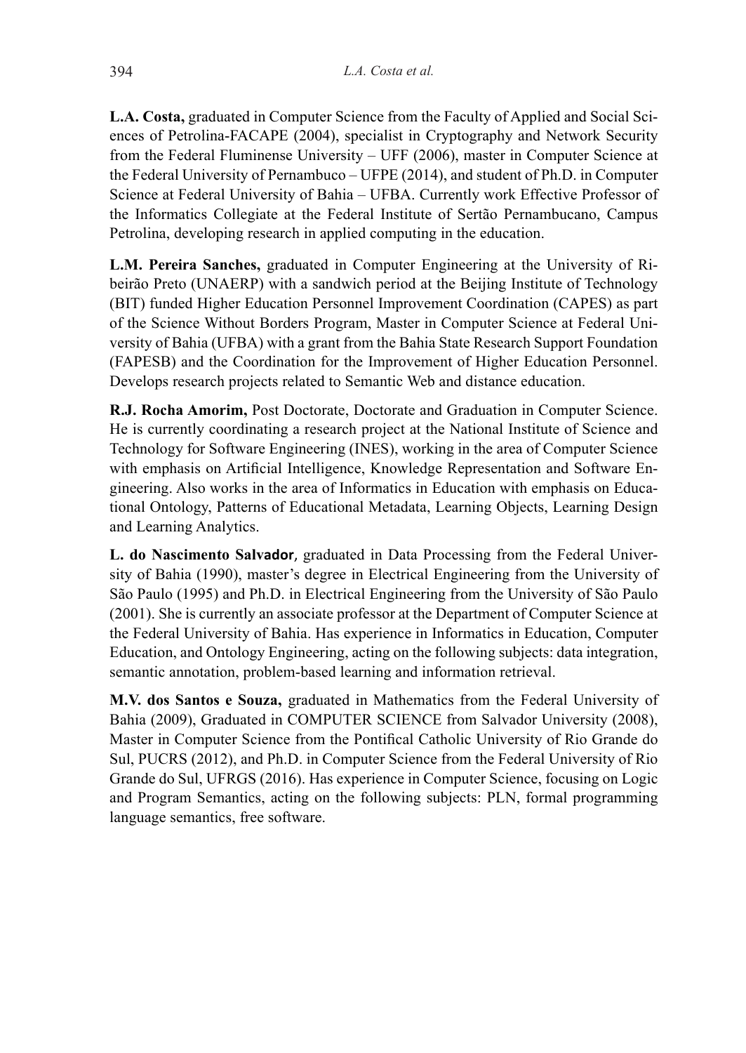**L.A. Costa,** graduated in Computer Science from the Faculty of Applied and Social Sciences of Petrolina-FACAPE (2004), specialist in Cryptography and Network Security from the Federal Fluminense University – UFF (2006), master in Computer Science at the Federal University of Pernambuco – UFPE (2014), and student of Ph.D. in Computer Science at Federal University of Bahia – UFBA. Currently work Effective Professor of the Informatics Collegiate at the Federal Institute of Sertão Pernambucano, Campus Petrolina, developing research in applied computing in the education.

**L.M. Pereira Sanches,** graduated in Computer Engineering at the University of Ribeirão Preto (UNAERP) with a sandwich period at the Beijing Institute of Technology (BIT) funded Higher Education Personnel Improvement Coordination (CAPES) as part of the Science Without Borders Program, Master in Computer Science at Federal University of Bahia (UFBA) with a grant from the Bahia State Research Support Foundation (FAPESB) and the Coordination for the Improvement of Higher Education Personnel. Develops research projects related to Semantic Web and distance education.

**R.J. Rocha Amorim,** Post Doctorate, Doctorate and Graduation in Computer Science. He is currently coordinating a research project at the National Institute of Science and Technology for Software Engineering (INES), working in the area of Computer Science with emphasis on Artificial Intelligence, Knowledge Representation and Software Engineering. Also works in the area of Informatics in Education with emphasis on Educational Ontology, Patterns of Educational Metadata, Learning Objects, Learning Design and Learning Analytics.

**L. do Nascimento Salvador,** graduated in Data Processing from the Federal University of Bahia (1990), master's degree in Electrical Engineering from the University of São Paulo (1995) and Ph.D. in Electrical Engineering from the University of São Paulo (2001). She is currently an associate professor at the Department of Computer Science at the Federal University of Bahia. Has experience in Informatics in Education, Computer Education, and Ontology Engineering, acting on the following subjects: data integration, semantic annotation, problem-based learning and information retrieval.

**M.V. dos Santos e Souza,** graduated in Mathematics from the Federal University of Bahia (2009), Graduated in COMPUTER SCIENCE from Salvador University (2008), Master in Computer Science from the Pontifical Catholic University of Rio Grande do Sul, PUCRS (2012), and Ph.D. in Computer Science from the Federal University of Rio Grande do Sul, UFRGS (2016). Has experience in Computer Science, focusing on Logic and Program Semantics, acting on the following subjects: PLN, formal programming language semantics, free software.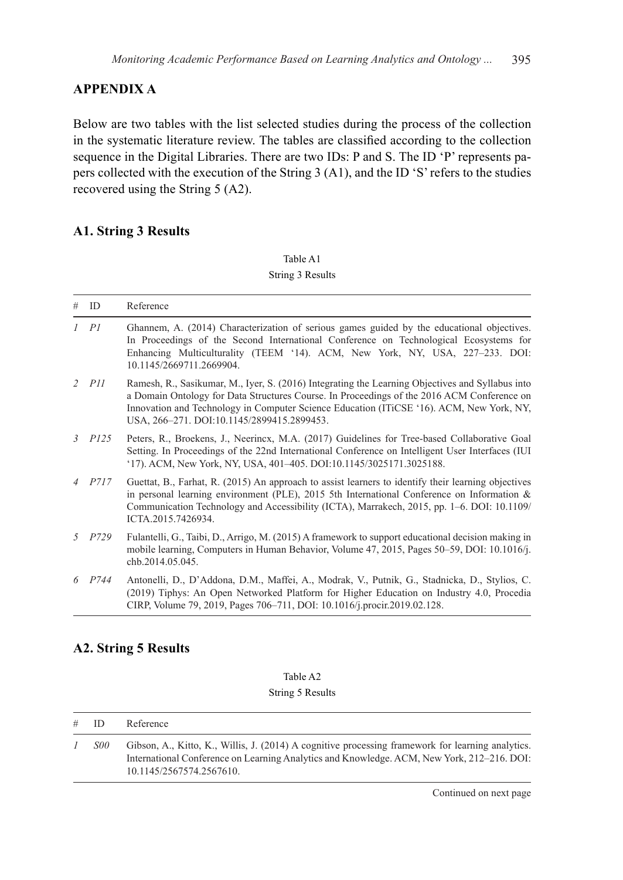## APPENDIX A

Below are two tables with the list selected studies during the process of the collection in the systematic literature review. The tables are classified according to the collection sequence in the Digital Libraries. There are two IDs: P and S. The ID 'P' represents papers collected with the execution of the String 3 (A1), and the ID 'S' refers to the studies recovered using the String 5 (A2).

### A1. String 3 Results

Table A1

String 3 Results

| # | ID | Reference |
|---|---|---|
| *1* | *P1* | Ghannem, A. (2014) Characterization of serious games guided by the educational objectives. In Proceedings of the Second International Conference on Technological Ecosystems for Enhancing Multiculturality (TEEM '14). ACM, New York, NY, USA, 227–233. DOI: 10.1145/2669711.2669904. |
| *2* | *P11* | Ramesh, R., Sasikumar, M., Iyer, S. (2016) Integrating the Learning Objectives and Syllabus into a Domain Ontology for Data Structures Course. In Proceedings of the 2016 ACM Conference on Innovation and Technology in Computer Science Education (ITiCSE '16). ACM, New York, NY, USA, 266–271. DOI:10.1145/2899415.2899453. |
| *3* | *P125* | Peters, R., Broekens, J., Neerincx, M.A. (2017) Guidelines for Tree-based Collaborative Goal Setting. In Proceedings of the 22nd International Conference on Intelligent User Interfaces (IUI '17). ACM, New York, NY, USA, 401–405. DOI:10.1145/3025171.3025188. |
| *4* | *P717* | Guettat, B., Farhat, R. (2015) An approach to assist learners to identify their learning objectives in personal learning environment (PLE), 2015 5th International Conference on Information & Communication Technology and Accessibility (ICTA), Marrakech, 2015, pp. 1–6. DOI: 10.1109/ICTA.2015.7426934. |
| *5* | *P729* | Fulantelli, G., Taibi, D., Arrigo, M. (2015) A framework to support educational decision making in mobile learning, Computers in Human Behavior, Volume 47, 2015, Pages 50–59, DOI: 10.1016/j.chb.2014.05.045. |
| *6* | *P744* | Antonelli, D., D'Addona, D.M., Maffei, A., Modrak, V., Putnik, G., Stadnicka, D., Stylios, C. (2019) Tiphys: An Open Networked Platform for Higher Education on Industry 4.0, Procedia CIRP, Volume 79, 2019, Pages 706–711, DOI: 10.1016/j.procir.2019.02.128. |

### A2. String 5 Results

Table A2

String 5 Results

| # | ID | Reference |
|---|---|---|
| *1* | *S00* | Gibson, A., Kitto, K., Willis, J. (2014) A cognitive processing framework for learning analytics. International Conference on Learning Analytics and Knowledge. ACM, New York, 212–216. DOI: 10.1145/2567574.2567610. |

Continued on next page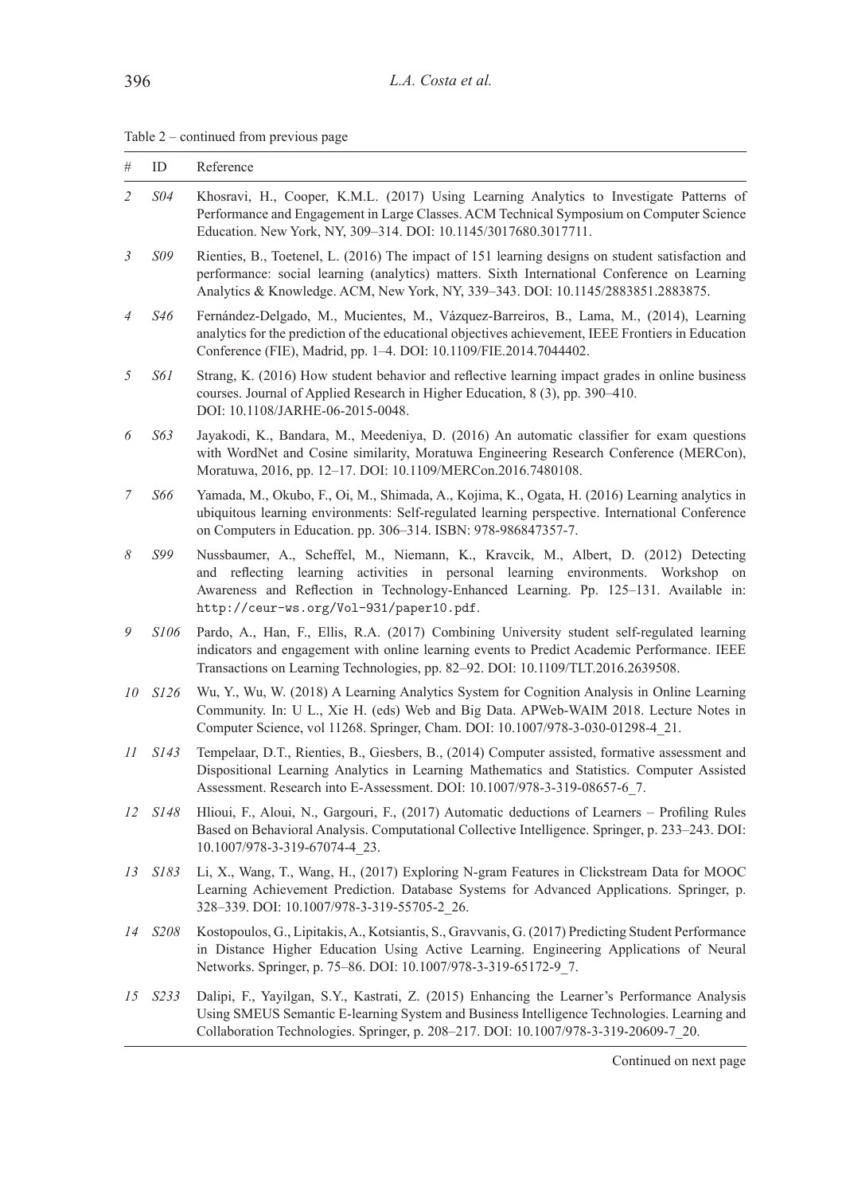Table 2 – continued from previous page

| # | ID | Reference |
|---|---|---|
| *2* | *S04* | Khosravi, H., Cooper, K.M.L. (2017) Using Learning Analytics to Investigate Patterns of Performance and Engagement in Large Classes. ACM Technical Symposium on Computer Science Education. New York, NY, 309–314. DOI: 10.1145/3017680.3017711. |
| *3* | *S09* | Rienties, B., Toetenel, L. (2016) The impact of 151 learning designs on student satisfaction and performance: social learning (analytics) matters. Sixth International Conference on Learning Analytics & Knowledge. ACM, New York, NY, 339–343. DOI: 10.1145/2883851.2883875. |
| *4* | *S46* | Fernández-Delgado, M., Mucientes, M., Vázquez-Barreiros, B., Lama, M., (2014), Learning analytics for the prediction of the educational objectives achievement, IEEE Frontiers in Education Conference (FIE), Madrid, pp. 1–4. DOI: 10.1109/FIE.2014.7044402. |
| *5* | *S61* | Strang, K. (2016) How student behavior and reflective learning impact grades in online business courses. Journal of Applied Research in Higher Education, 8 (3), pp. 390–410. DOI: 10.1108/JARHE-06-2015-0048. |
| *6* | *S63* | Jayakodi, K., Bandara, M., Meedeniya, D. (2016) An automatic classifier for exam questions with WordNet and Cosine similarity, Moratuwa Engineering Research Conference (MERCon), Moratuwa, 2016, pp. 12–17. DOI: 10.1109/MERCon.2016.7480108. |
| *7* | *S66* | Yamada, M., Okubo, F., Oi, M., Shimada, A., Kojima, K., Ogata, H. (2016) Learning analytics in ubiquitous learning environments: Self-regulated learning perspective. International Conference on Computers in Education. pp. 306–314. ISBN: 978-986847357-7. |
| *8* | *S99* | Nussbaumer, A., Scheffel, M., Niemann, K., Kravcik, M., Albert, D. (2012) Detecting and reflecting learning activities in personal learning environments. Workshop on Awareness and Reflection in Technology-Enhanced Learning. Pp. 125–131. Available in: `http://ceur-ws.org/Vol-931/paper10.pdf`. |
| *9* | *S106* | Pardo, A., Han, F., Ellis, R.A. (2017) Combining University student self-regulated learning indicators and engagement with online learning events to Predict Academic Performance. IEEE Transactions on Learning Technologies, pp. 82–92. DOI: 10.1109/TLT.2016.2639508. |
| *10* | *S126* | Wu, Y., Wu, W. (2018) A Learning Analytics System for Cognition Analysis in Online Learning Community. In: U L., Xie H. (eds) Web and Big Data. APWeb-WAIM 2018. Lecture Notes in Computer Science, vol 11268. Springer, Cham. DOI: 10.1007/978-3-030-01298-4_21. |
| *11* | *S143* | Tempelaar, D.T., Rienties, B., Giesbers, B., (2014) Computer assisted, formative assessment and Dispositional Learning Analytics in Learning Mathematics and Statistics. Computer Assisted Assessment. Research into E-Assessment. DOI: 10.1007/978-3-319-08657-6_7. |
| *12* | *S148* | Hlioui, F., Aloui, N., Gargouri, F., (2017) Automatic deductions of Learners – Profiling Rules Based on Behavioral Analysis. Computational Collective Intelligence. Springer, p. 233–243. DOI: 10.1007/978-3-319-67074-4_23. |
| *13* | *S183* | Li, X., Wang, T., Wang, H., (2017) Exploring N-gram Features in Clickstream Data for MOOC Learning Achievement Prediction. Database Systems for Advanced Applications. Springer, p. 328–339. DOI: 10.1007/978-3-319-55705-2_26. |
| *14* | *S208* | Kostopoulos, G., Lipitakis, A., Kotsiantis, S., Gravvanis, G. (2017) Predicting Student Performance in Distance Higher Education Using Active Learning. Engineering Applications of Neural Networks. Springer, p. 75–86. DOI: 10.1007/978-3-319-65172-9_7. |
| *15* | *S233* | Dalipi, F., Yayilgan, S.Y., Kastrati, Z. (2015) Enhancing the Learner's Performance Analysis Using SMEUS Semantic E-learning System and Business Intelligence Technologies. Learning and Collaboration Technologies. Springer, p. 208–217. DOI: 10.1007/978-3-319-20609-7_20. |

Continued on next page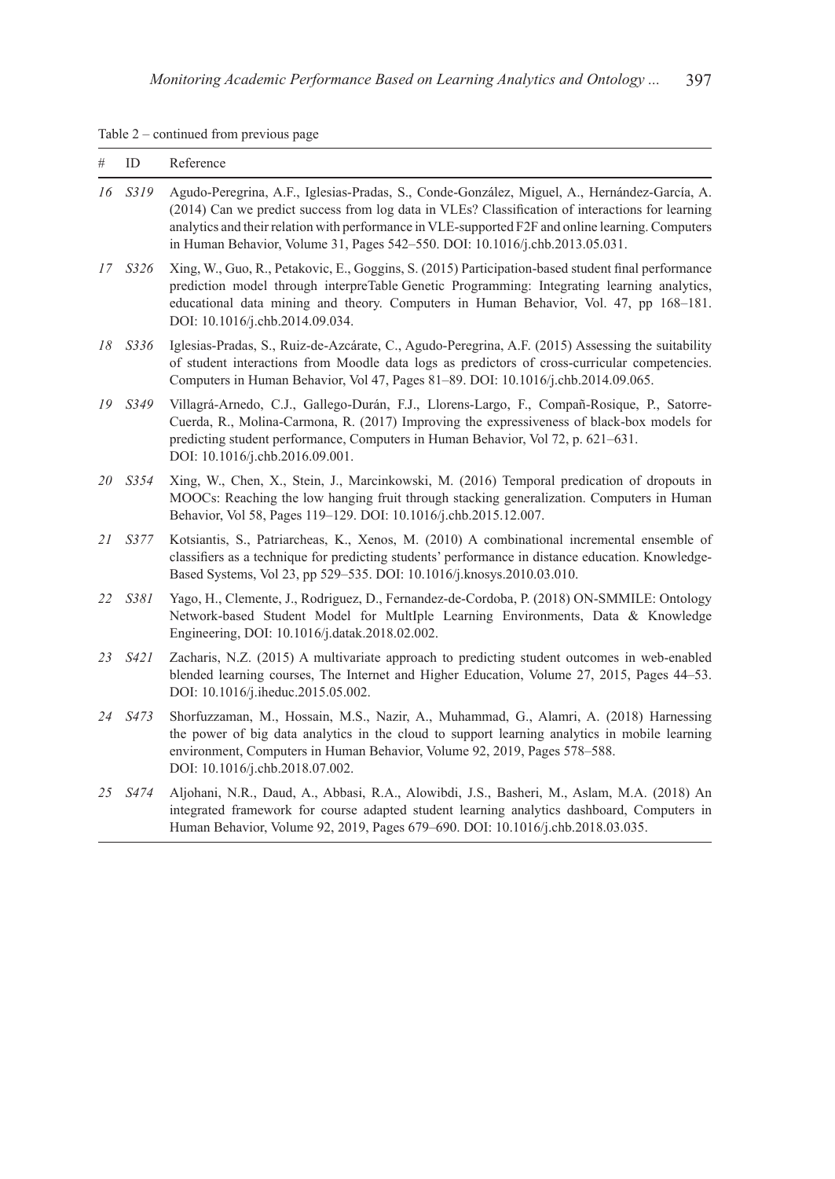Table 2 – continued from previous page

| # | ID | Reference |
|---|---|---|
| *16* | *S319* | Agudo-Peregrina, A.F., Iglesias-Pradas, S., Conde-González, Miguel, A., Hernández-García, A. (2014) Can we predict success from log data in VLEs? Classification of interactions for learning analytics and their relation with performance in VLE-supported F2F and online learning. Computers in Human Behavior, Volume 31, Pages 542–550. DOI: 10.1016/j.chb.2013.05.031. |
| *17* | *S326* | Xing, W., Guo, R., Petakovic, E., Goggins, S. (2015) Participation-based student final performance prediction model through interpreTable Genetic Programming: Integrating learning analytics, educational data mining and theory. Computers in Human Behavior, Vol. 47, pp 168–181. DOI: 10.1016/j.chb.2014.09.034. |
| *18* | *S336* | Iglesias-Pradas, S., Ruiz-de-Azcárate, C., Agudo-Peregrina, A.F. (2015) Assessing the suitability of student interactions from Moodle data logs as predictors of cross-curricular competencies. Computers in Human Behavior, Vol 47, Pages 81–89. DOI: 10.1016/j.chb.2014.09.065. |
| *19* | *S349* | Villagrá-Arnedo, C.J., Gallego-Durán, F.J., Llorens-Largo, F., Compañ-Rosique, P., Satorre-Cuerda, R., Molina-Carmona, R. (2017) Improving the expressiveness of black-box models for predicting student performance, Computers in Human Behavior, Vol 72, p. 621–631. DOI: 10.1016/j.chb.2016.09.001. |
| *20* | *S354* | Xing, W., Chen, X., Stein, J., Marcinkowski, M. (2016) Temporal predication of dropouts in MOOCs: Reaching the low hanging fruit through stacking generalization. Computers in Human Behavior, Vol 58, Pages 119–129. DOI: 10.1016/j.chb.2015.12.007. |
| *21* | *S377* | Kotsiantis, S., Patriarcheas, K., Xenos, M. (2010) A combinational incremental ensemble of classifiers as a technique for predicting students' performance in distance education. Knowledge-Based Systems, Vol 23, pp 529–535. DOI: 10.1016/j.knosys.2010.03.010. |
| *22* | *S381* | Yago, H., Clemente, J., Rodriguez, D., Fernandez-de-Cordoba, P. (2018) ON-SMMILE: Ontology Network-based Student Model for MultIple Learning Environments, Data & Knowledge Engineering, DOI: 10.1016/j.datak.2018.02.002. |
| *23* | *S421* | Zacharis, N.Z. (2015) A multivariate approach to predicting student outcomes in web-enabled blended learning courses, The Internet and Higher Education, Volume 27, 2015, Pages 44–53. DOI: 10.1016/j.iheduc.2015.05.002. |
| *24* | *S473* | Shorfuzzaman, M., Hossain, M.S., Nazir, A., Muhammad, G., Alamri, A. (2018) Harnessing the power of big data analytics in the cloud to support learning analytics in mobile learning environment, Computers in Human Behavior, Volume 92, 2019, Pages 578–588. DOI: 10.1016/j.chb.2018.07.002. |
| *25* | *S474* | Aljohani, N.R., Daud, A., Abbasi, R.A., Alowibdi, J.S., Basheri, M., Aslam, M.A. (2018) An integrated framework for course adapted student learning analytics dashboard, Computers in Human Behavior, Volume 92, 2019, Pages 679–690. DOI: 10.1016/j.chb.2018.03.035. |